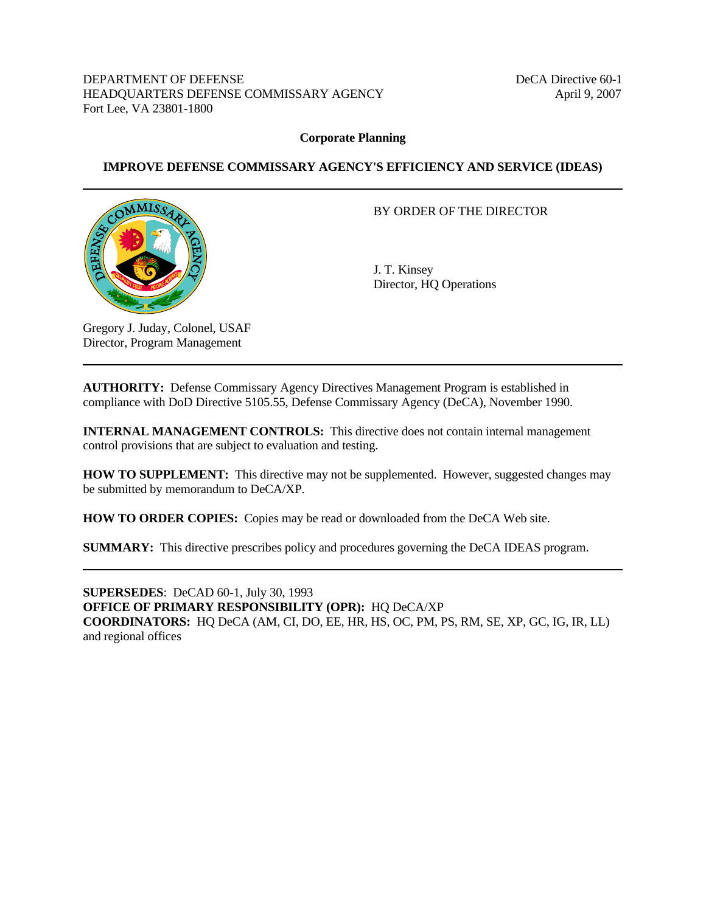DEPARTMENT OF DEFENSE
HEADQUARTERS DEFENSE COMMISSARY AGENCY
Fort Lee, VA 23801-1800

DeCA Directive 60-1
April 9, 2007

**Corporate Planning**

# IMPROVE DEFENSE COMMISSARY AGENCY'S EFFICIENCY AND SERVICE (IDEAS)

---

BY ORDER OF THE DIRECTOR

J. T. Kinsey
Director, HQ Operations

Gregory J. Juday, Colonel, USAF
Director, Program Management

---

**AUTHORITY:** Defense Commissary Agency Directives Management Program is established in compliance with DoD Directive 5105.55, Defense Commissary Agency (DeCA), November 1990.

**INTERNAL MANAGEMENT CONTROLS:** This directive does not contain internal management control provisions that are subject to evaluation and testing.

**HOW TO SUPPLEMENT:** This directive may not be supplemented. However, suggested changes may be submitted by memorandum to DeCA/XP.

**HOW TO ORDER COPIES:** Copies may be read or downloaded from the DeCA Web site.

**SUMMARY:** This directive prescribes policy and procedures governing the DeCA IDEAS program.

---

**SUPERSEDES**: DeCAD 60-1, July 30, 1993
**OFFICE OF PRIMARY RESPONSIBILITY (OPR):** HQ DeCA/XP
**COORDINATORS:** HQ DeCA (AM, CI, DO, EE, HR, HS, OC, PM, PS, RM, SE, XP, GC, IG, IR, LL) and regional offices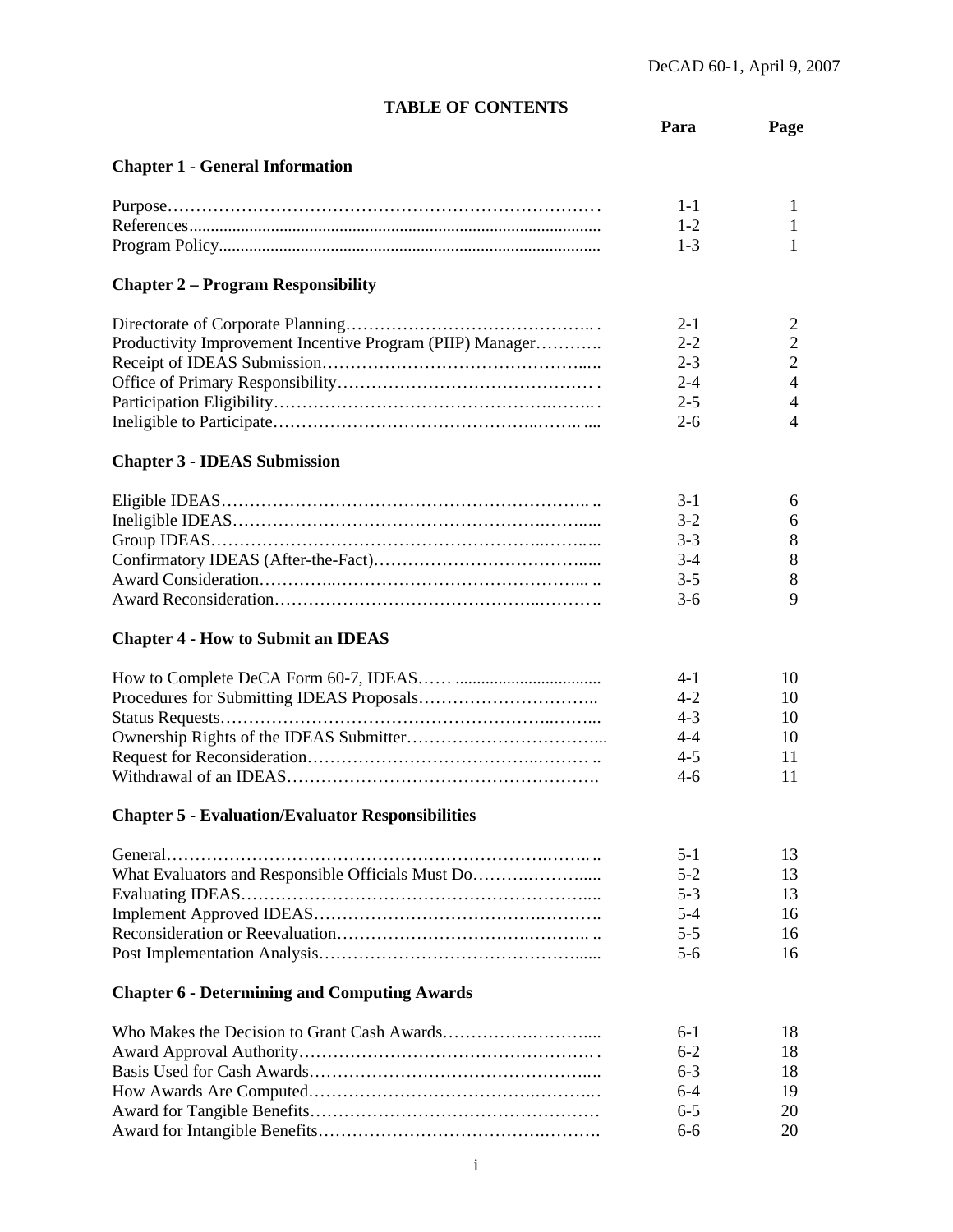# TABLE OF CONTENTS

| | Para | Page |
|---|---|---|
| **Chapter 1 - General Information** | | |
| Purpose | 1-1 | 1 |
| References | 1-2 | 1 |
| Program Policy | 1-3 | 1 |
| **Chapter 2 – Program Responsibility** | | |
| Directorate of Corporate Planning | 2-1 | 2 |
| Productivity Improvement Incentive Program (PIIP) Manager | 2-2 | 2 |
| Receipt of IDEAS Submission | 2-3 | 2 |
| Office of Primary Responsibility | 2-4 | 4 |
| Participation Eligibility | 2-5 | 4 |
| Ineligible to Participate | 2-6 | 4 |
| **Chapter 3 - IDEAS Submission** | | |
| Eligible IDEAS | 3-1 | 6 |
| Ineligible IDEAS | 3-2 | 6 |
| Group IDEAS | 3-3 | 8 |
| Confirmatory IDEAS (After-the-Fact) | 3-4 | 8 |
| Award Consideration | 3-5 | 8 |
| Award Reconsideration | 3-6 | 9 |
| **Chapter 4 - How to Submit an IDEAS** | | |
| How to Complete DeCA Form 60-7, IDEAS | 4-1 | 10 |
| Procedures for Submitting IDEAS Proposals | 4-2 | 10 |
| Status Requests | 4-3 | 10 |
| Ownership Rights of the IDEAS Submitter | 4-4 | 10 |
| Request for Reconsideration | 4-5 | 11 |
| Withdrawal of an IDEAS | 4-6 | 11 |
| **Chapter 5 - Evaluation/Evaluator Responsibilities** | | |
| General | 5-1 | 13 |
| What Evaluators and Responsible Officials Must Do | 5-2 | 13 |
| Evaluating IDEAS | 5-3 | 13 |
| Implement Approved IDEAS | 5-4 | 16 |
| Reconsideration or Reevaluation | 5-5 | 16 |
| Post Implementation Analysis | 5-6 | 16 |
| **Chapter 6 - Determining and Computing Awards** | | |
| Who Makes the Decision to Grant Cash Awards | 6-1 | 18 |
| Award Approval Authority | 6-2 | 18 |
| Basis Used for Cash Awards | 6-3 | 18 |
| How Awards Are Computed | 6-4 | 19 |
| Award for Tangible Benefits | 6-5 | 20 |
| Award for Intangible Benefits | 6-6 | 20 |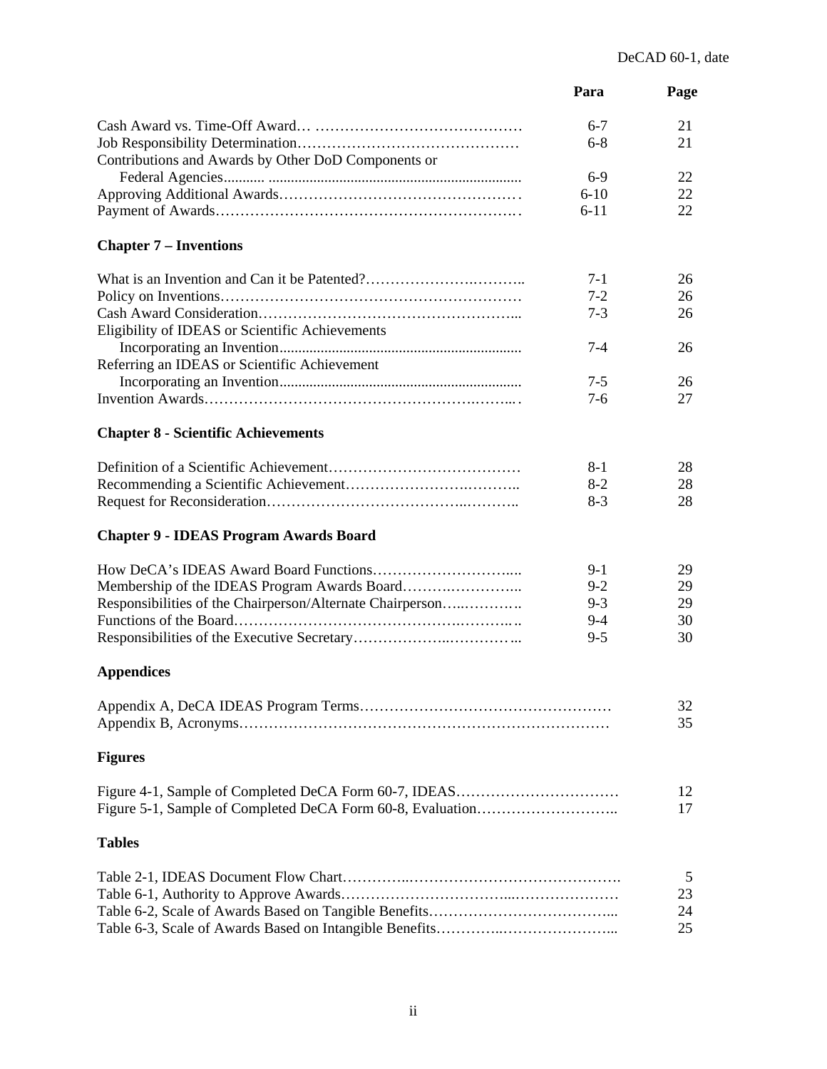| | Para | Page |
|---|---|---|
| Cash Award vs. Time-Off Award | 6-7 | 21 |
| Job Responsibility Determination | 6-8 | 21 |
| Contributions and Awards by Other DoD Components or Federal Agencies | 6-9 | 22 |
| Approving Additional Awards | 6-10 | 22 |
| Payment of Awards | 6-11 | 22 |

**Chapter 7 – Inventions**

| | Para | Page |
|---|---|---|
| What is an Invention and Can it be Patented? | 7-1 | 26 |
| Policy on Inventions | 7-2 | 26 |
| Cash Award Consideration | 7-3 | 26 |
| Eligibility of IDEAS or Scientific Achievements Incorporating an Invention | 7-4 | 26 |
| Referring an IDEAS or Scientific Achievement Incorporating an Invention | 7-5 | 26 |
| Invention Awards | 7-6 | 27 |

**Chapter 8 - Scientific Achievements**

| | Para | Page |
|---|---|---|
| Definition of a Scientific Achievement | 8-1 | 28 |
| Recommending a Scientific Achievement | 8-2 | 28 |
| Request for Reconsideration | 8-3 | 28 |

**Chapter 9 - IDEAS Program Awards Board**

| | Para | Page |
|---|---|---|
| How DeCA's IDEAS Award Board Functions | 9-1 | 29 |
| Membership of the IDEAS Program Awards Board | 9-2 | 29 |
| Responsibilities of the Chairperson/Alternate Chairperson | 9-3 | 29 |
| Functions of the Board | 9-4 | 30 |
| Responsibilities of the Executive Secretary | 9-5 | 30 |

**Appendices**

| | Page |
|---|---|
| Appendix A, DeCA IDEAS Program Terms | 32 |
| Appendix B, Acronyms | 35 |

**Figures**

| | Page |
|---|---|
| Figure 4-1, Sample of Completed DeCA Form 60-7, IDEAS | 12 |
| Figure 5-1, Sample of Completed DeCA Form 60-8, Evaluation | 17 |

**Tables**

| | Page |
|---|---|
| Table 2-1, IDEAS Document Flow Chart | 5 |
| Table 6-1, Authority to Approve Awards | 23 |
| Table 6-2, Scale of Awards Based on Tangible Benefits | 24 |
| Table 6-3, Scale of Awards Based on Intangible Benefits | 25 |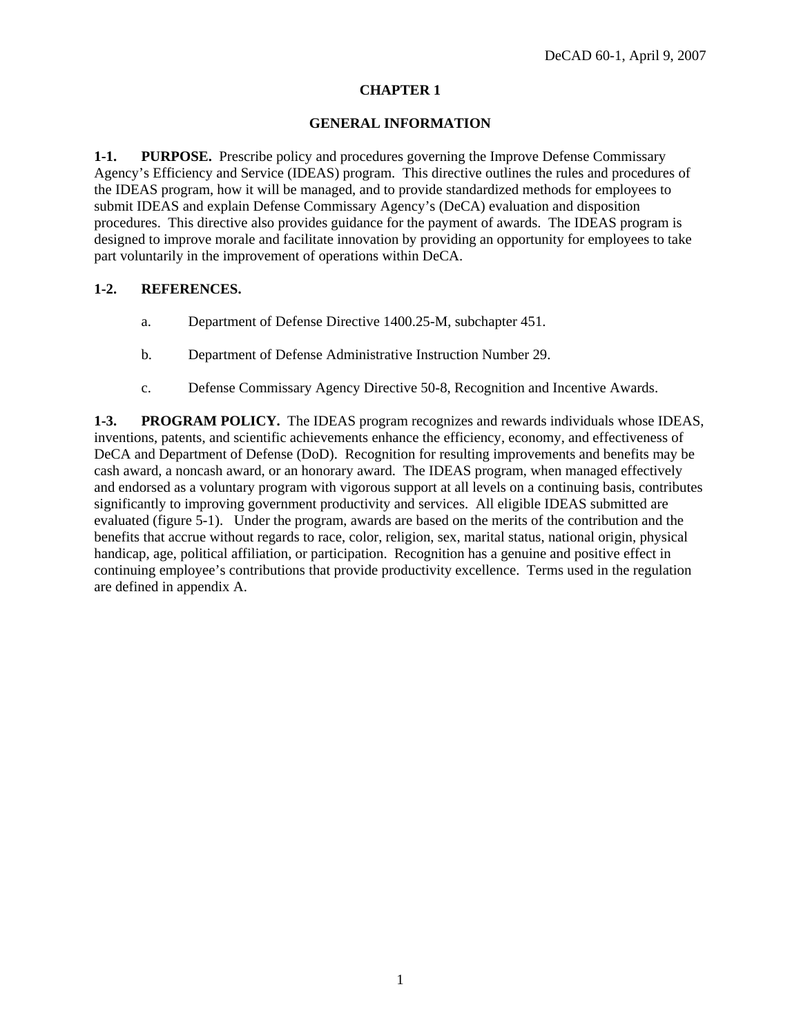# CHAPTER 1

## GENERAL INFORMATION

**1-1. PURPOSE.** Prescribe policy and procedures governing the Improve Defense Commissary Agency's Efficiency and Service (IDEAS) program. This directive outlines the rules and procedures of the IDEAS program, how it will be managed, and to provide standardized methods for employees to submit IDEAS and explain Defense Commissary Agency's (DeCA) evaluation and disposition procedures. This directive also provides guidance for the payment of awards. The IDEAS program is designed to improve morale and facilitate innovation by providing an opportunity for employees to take part voluntarily in the improvement of operations within DeCA.

**1-2. REFERENCES.**

a. Department of Defense Directive 1400.25-M, subchapter 451.

b. Department of Defense Administrative Instruction Number 29.

c. Defense Commissary Agency Directive 50-8, Recognition and Incentive Awards.

**1-3. PROGRAM POLICY.** The IDEAS program recognizes and rewards individuals whose IDEAS, inventions, patents, and scientific achievements enhance the efficiency, economy, and effectiveness of DeCA and Department of Defense (DoD). Recognition for resulting improvements and benefits may be cash award, a noncash award, or an honorary award. The IDEAS program, when managed effectively and endorsed as a voluntary program with vigorous support at all levels on a continuing basis, contributes significantly to improving government productivity and services. All eligible IDEAS submitted are evaluated (figure 5-1). Under the program, awards are based on the merits of the contribution and the benefits that accrue without regards to race, color, religion, sex, marital status, national origin, physical handicap, age, political affiliation, or participation. Recognition has a genuine and positive effect in continuing employee's contributions that provide productivity excellence. Terms used in the regulation are defined in appendix A.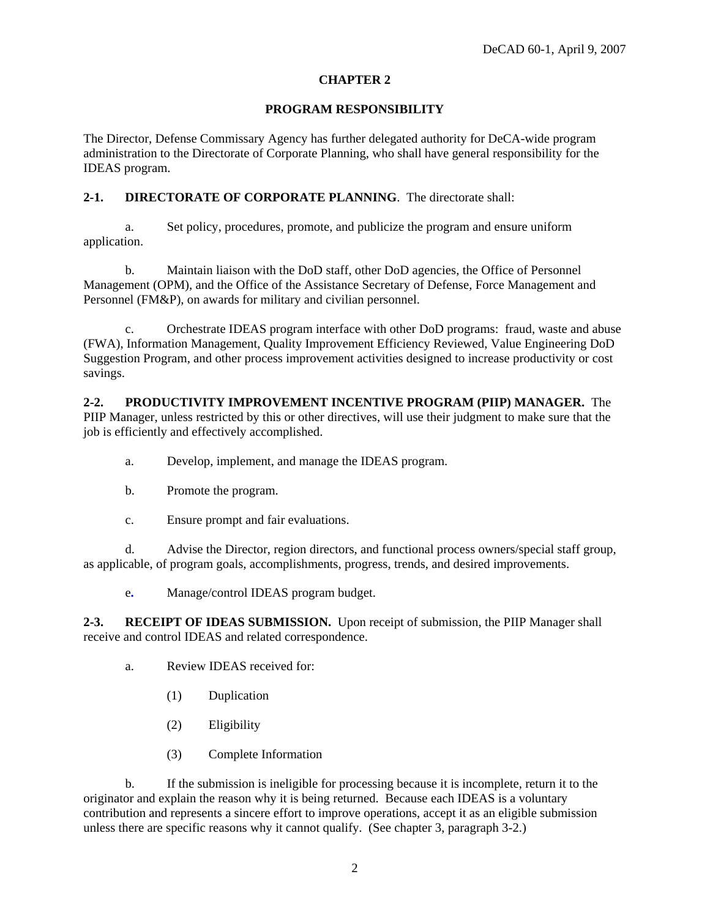# CHAPTER 2

## PROGRAM RESPONSIBILITY

The Director, Defense Commissary Agency has further delegated authority for DeCA-wide program administration to the Directorate of Corporate Planning, who shall have general responsibility for the IDEAS program.

**2-1. DIRECTORATE OF CORPORATE PLANNING**. The directorate shall:

a. Set policy, procedures, promote, and publicize the program and ensure uniform application.

b. Maintain liaison with the DoD staff, other DoD agencies, the Office of Personnel Management (OPM), and the Office of the Assistance Secretary of Defense, Force Management and Personnel (FM&P), on awards for military and civilian personnel.

c. Orchestrate IDEAS program interface with other DoD programs: fraud, waste and abuse (FWA), Information Management, Quality Improvement Efficiency Reviewed, Value Engineering DoD Suggestion Program, and other process improvement activities designed to increase productivity or cost savings.

**2-2. PRODUCTIVITY IMPROVEMENT INCENTIVE PROGRAM (PIIP) MANAGER.** The PIIP Manager, unless restricted by this or other directives, will use their judgment to make sure that the job is efficiently and effectively accomplished.

a. Develop, implement, and manage the IDEAS program.

b. Promote the program.

c. Ensure prompt and fair evaluations.

d. Advise the Director, region directors, and functional process owners/special staff group, as applicable, of program goals, accomplishments, progress, trends, and desired improvements.

e. Manage/control IDEAS program budget.

**2-3. RECEIPT OF IDEAS SUBMISSION.** Upon receipt of submission, the PIIP Manager shall receive and control IDEAS and related correspondence.

a. Review IDEAS received for:

(1) Duplication

(2) Eligibility

(3) Complete Information

b. If the submission is ineligible for processing because it is incomplete, return it to the originator and explain the reason why it is being returned. Because each IDEAS is a voluntary contribution and represents a sincere effort to improve operations, accept it as an eligible submission unless there are specific reasons why it cannot qualify. (See chapter 3, paragraph 3-2.)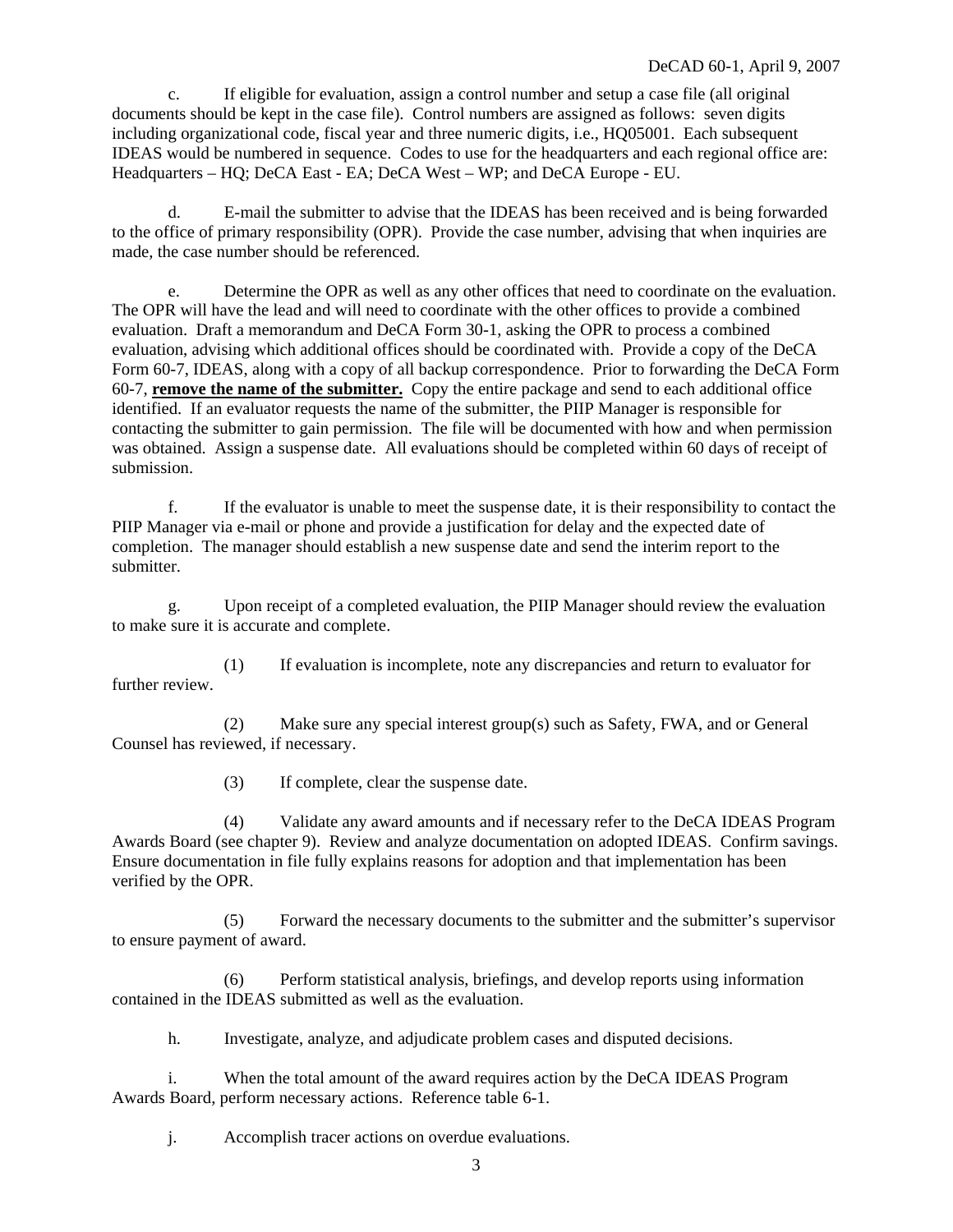c. If eligible for evaluation, assign a control number and setup a case file (all original documents should be kept in the case file). Control numbers are assigned as follows: seven digits including organizational code, fiscal year and three numeric digits, i.e., HQ05001. Each subsequent IDEAS would be numbered in sequence. Codes to use for the headquarters and each regional office are: Headquarters – HQ; DeCA East - EA; DeCA West – WP; and DeCA Europe - EU.

d. E-mail the submitter to advise that the IDEAS has been received and is being forwarded to the office of primary responsibility (OPR). Provide the case number, advising that when inquiries are made, the case number should be referenced.

e. Determine the OPR as well as any other offices that need to coordinate on the evaluation. The OPR will have the lead and will need to coordinate with the other offices to provide a combined evaluation. Draft a memorandum and DeCA Form 30-1, asking the OPR to process a combined evaluation, advising which additional offices should be coordinated with. Provide a copy of the DeCA Form 60-7, IDEAS, along with a copy of all backup correspondence. Prior to forwarding the DeCA Form 60-7, **remove the name of the submitter.** Copy the entire package and send to each additional office identified. If an evaluator requests the name of the submitter, the PIIP Manager is responsible for contacting the submitter to gain permission. The file will be documented with how and when permission was obtained. Assign a suspense date. All evaluations should be completed within 60 days of receipt of submission.

f. If the evaluator is unable to meet the suspense date, it is their responsibility to contact the PIIP Manager via e-mail or phone and provide a justification for delay and the expected date of completion. The manager should establish a new suspense date and send the interim report to the submitter.

g. Upon receipt of a completed evaluation, the PIIP Manager should review the evaluation to make sure it is accurate and complete.

(1) If evaluation is incomplete, note any discrepancies and return to evaluator for further review.

(2) Make sure any special interest group(s) such as Safety, FWA, and or General Counsel has reviewed, if necessary.

(3) If complete, clear the suspense date.

(4) Validate any award amounts and if necessary refer to the DeCA IDEAS Program Awards Board (see chapter 9). Review and analyze documentation on adopted IDEAS. Confirm savings. Ensure documentation in file fully explains reasons for adoption and that implementation has been verified by the OPR.

(5) Forward the necessary documents to the submitter and the submitter's supervisor to ensure payment of award.

(6) Perform statistical analysis, briefings, and develop reports using information contained in the IDEAS submitted as well as the evaluation.

h. Investigate, analyze, and adjudicate problem cases and disputed decisions.

i. When the total amount of the award requires action by the DeCA IDEAS Program Awards Board, perform necessary actions. Reference table 6-1.

j. Accomplish tracer actions on overdue evaluations.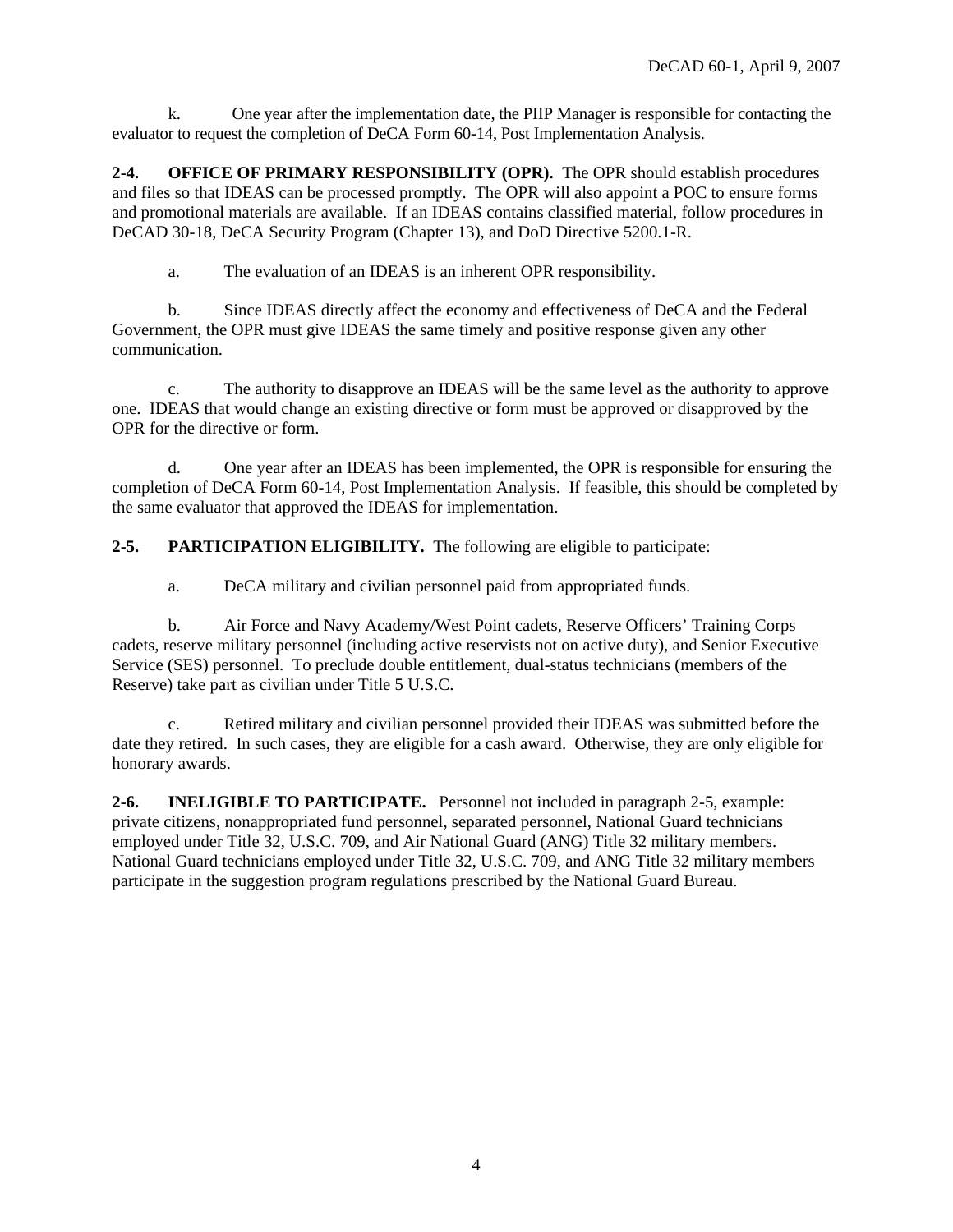k. One year after the implementation date, the PIIP Manager is responsible for contacting the evaluator to request the completion of DeCA Form 60-14, Post Implementation Analysis.

**2-4. OFFICE OF PRIMARY RESPONSIBILITY (OPR).** The OPR should establish procedures and files so that IDEAS can be processed promptly. The OPR will also appoint a POC to ensure forms and promotional materials are available. If an IDEAS contains classified material, follow procedures in DeCAD 30-18, DeCA Security Program (Chapter 13), and DoD Directive 5200.1-R.

a. The evaluation of an IDEAS is an inherent OPR responsibility.

b. Since IDEAS directly affect the economy and effectiveness of DeCA and the Federal Government, the OPR must give IDEAS the same timely and positive response given any other communication.

c. The authority to disapprove an IDEAS will be the same level as the authority to approve one. IDEAS that would change an existing directive or form must be approved or disapproved by the OPR for the directive or form.

d. One year after an IDEAS has been implemented, the OPR is responsible for ensuring the completion of DeCA Form 60-14, Post Implementation Analysis. If feasible, this should be completed by the same evaluator that approved the IDEAS for implementation.

**2-5. PARTICIPATION ELIGIBILITY.** The following are eligible to participate:

a. DeCA military and civilian personnel paid from appropriated funds.

b. Air Force and Navy Academy/West Point cadets, Reserve Officers' Training Corps cadets, reserve military personnel (including active reservists not on active duty), and Senior Executive Service (SES) personnel. To preclude double entitlement, dual-status technicians (members of the Reserve) take part as civilian under Title 5 U.S.C.

c. Retired military and civilian personnel provided their IDEAS was submitted before the date they retired. In such cases, they are eligible for a cash award. Otherwise, they are only eligible for honorary awards.

**2-6. INELIGIBLE TO PARTICIPATE.** Personnel not included in paragraph 2-5, example: private citizens, nonappropriated fund personnel, separated personnel, National Guard technicians employed under Title 32, U.S.C. 709, and Air National Guard (ANG) Title 32 military members. National Guard technicians employed under Title 32, U.S.C. 709, and ANG Title 32 military members participate in the suggestion program regulations prescribed by the National Guard Bureau.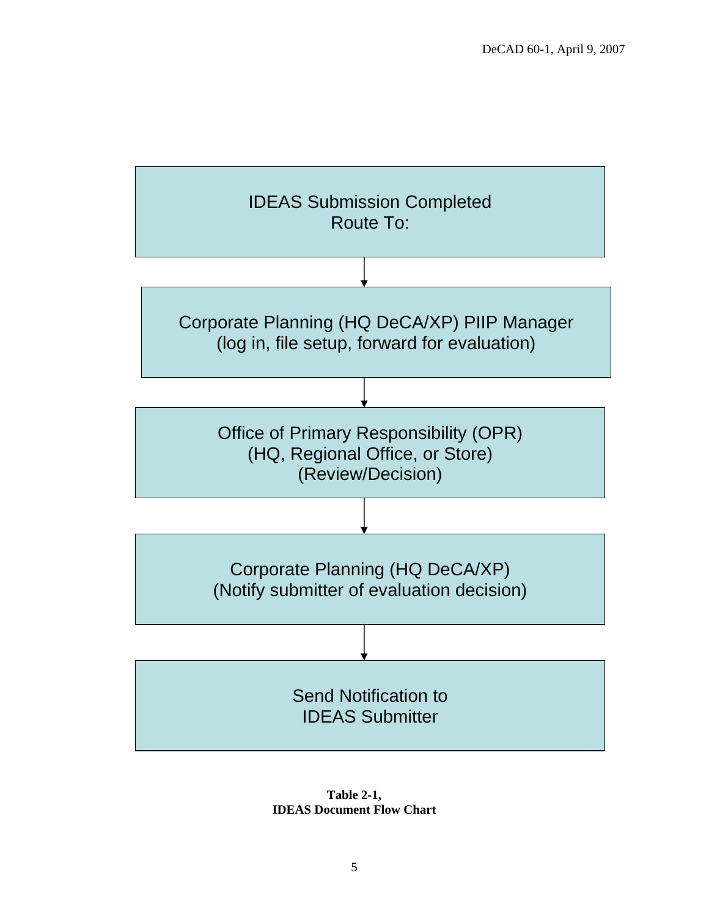IDEAS Submission Completed
Route To:

↓

Corporate Planning (HQ DeCA/XP) PIIP Manager
(log in, file setup, forward for evaluation)

↓

Office of Primary Responsibility (OPR)
(HQ, Regional Office, or Store)
(Review/Decision)

↓

Corporate Planning (HQ DeCA/XP)
(Notify submitter of evaluation decision)

↓

Send Notification to
IDEAS Submitter

**Table 2-1,**
**IDEAS Document Flow Chart**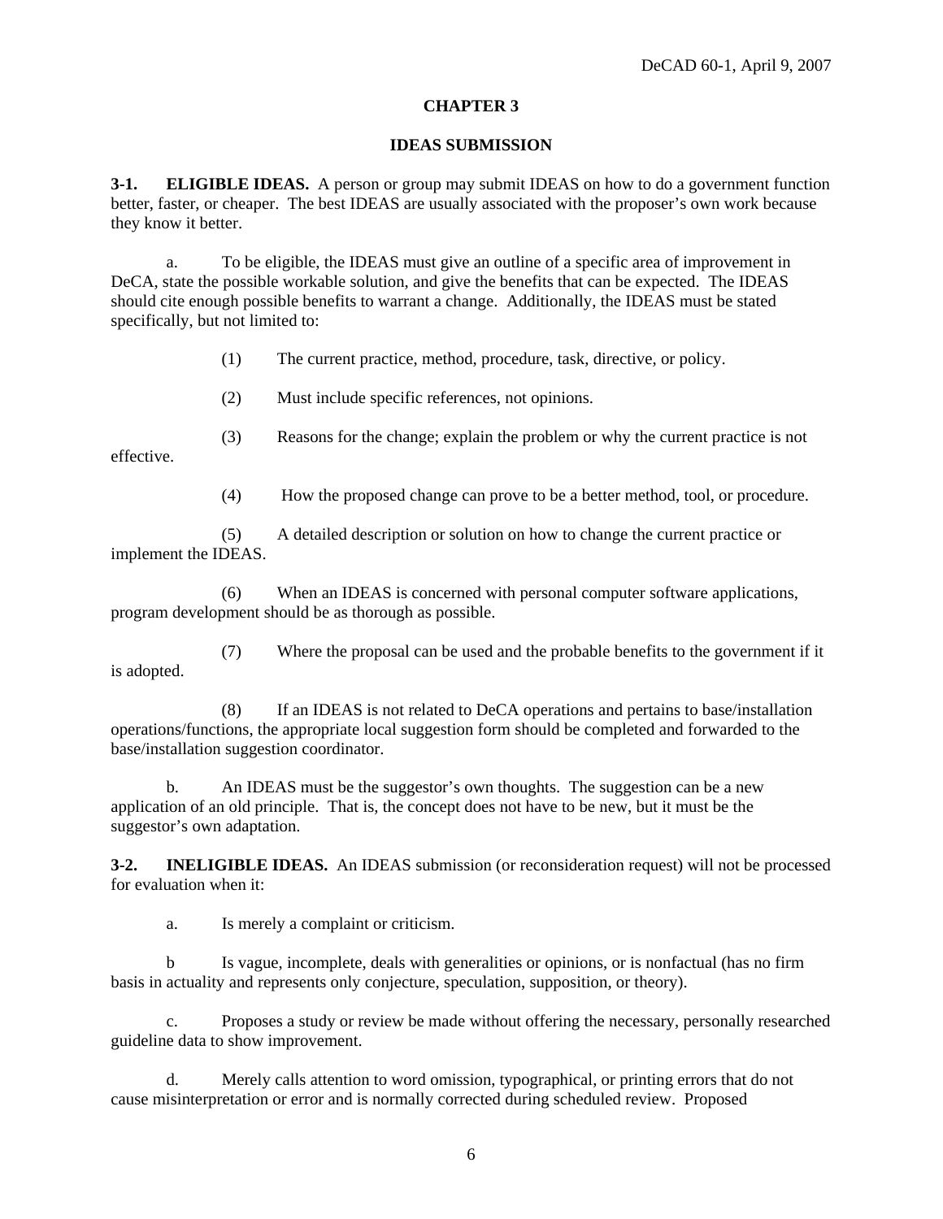# CHAPTER 3

## IDEAS SUBMISSION

**3-1. ELIGIBLE IDEAS.** A person or group may submit IDEAS on how to do a government function better, faster, or cheaper. The best IDEAS are usually associated with the proposer's own work because they know it better.

a. To be eligible, the IDEAS must give an outline of a specific area of improvement in DeCA, state the possible workable solution, and give the benefits that can be expected. The IDEAS should cite enough possible benefits to warrant a change. Additionally, the IDEAS must be stated specifically, but not limited to:

(1) The current practice, method, procedure, task, directive, or policy.

(2) Must include specific references, not opinions.

(3) Reasons for the change; explain the problem or why the current practice is not effective.

(4) How the proposed change can prove to be a better method, tool, or procedure.

(5) A detailed description or solution on how to change the current practice or implement the IDEAS.

(6) When an IDEAS is concerned with personal computer software applications, program development should be as thorough as possible.

(7) Where the proposal can be used and the probable benefits to the government if it is adopted.

(8) If an IDEAS is not related to DeCA operations and pertains to base/installation operations/functions, the appropriate local suggestion form should be completed and forwarded to the base/installation suggestion coordinator.

b. An IDEAS must be the suggestor's own thoughts. The suggestion can be a new application of an old principle. That is, the concept does not have to be new, but it must be the suggestor's own adaptation.

**3-2. INELIGIBLE IDEAS.** An IDEAS submission (or reconsideration request) will not be processed for evaluation when it:

a. Is merely a complaint or criticism.

b Is vague, incomplete, deals with generalities or opinions, or is nonfactual (has no firm basis in actuality and represents only conjecture, speculation, supposition, or theory).

c. Proposes a study or review be made without offering the necessary, personally researched guideline data to show improvement.

d. Merely calls attention to word omission, typographical, or printing errors that do not cause misinterpretation or error and is normally corrected during scheduled review. Proposed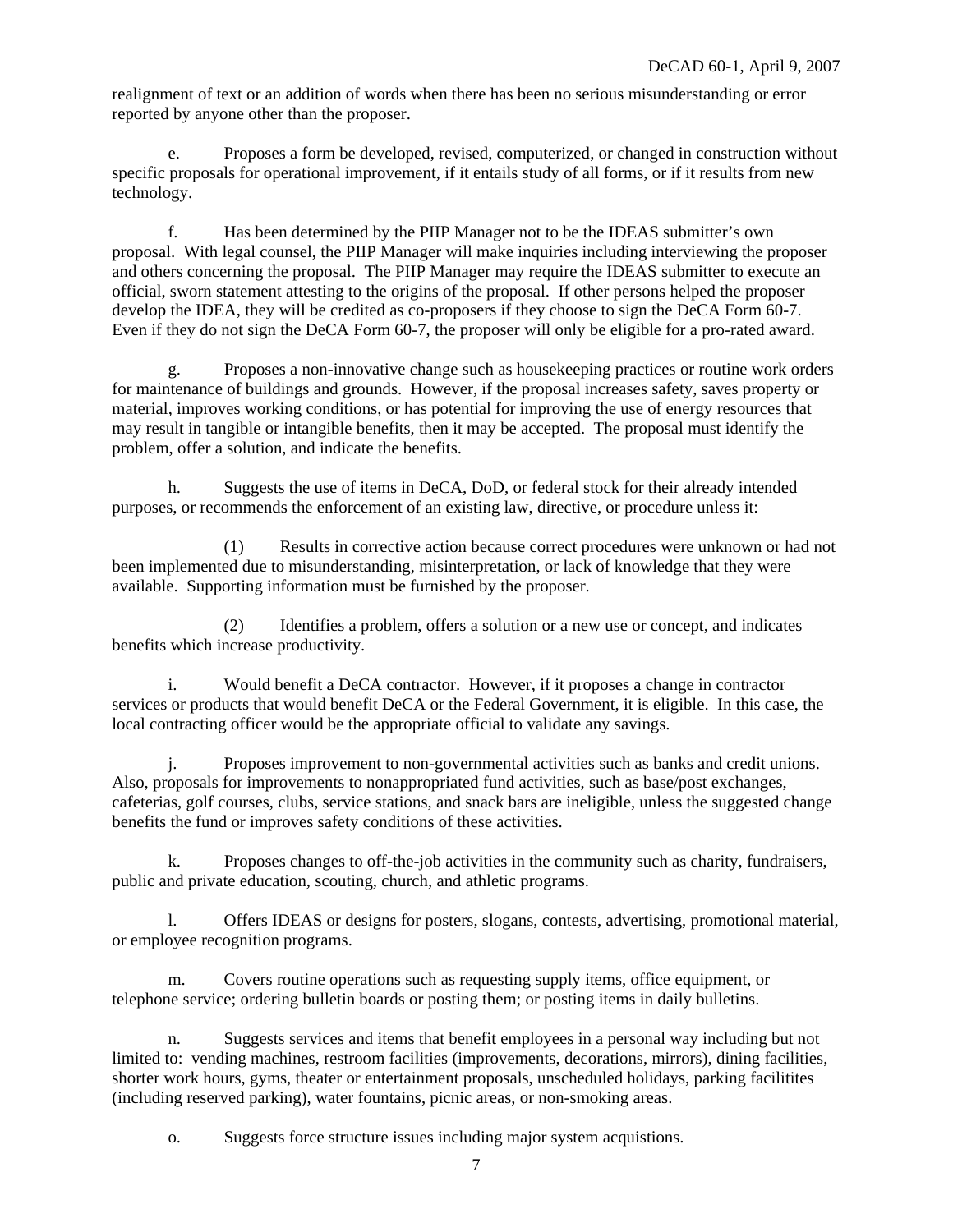realignment of text or an addition of words when there has been no serious misunderstanding or error reported by anyone other than the proposer.

e. Proposes a form be developed, revised, computerized, or changed in construction without specific proposals for operational improvement, if it entails study of all forms, or if it results from new technology.

f. Has been determined by the PIIP Manager not to be the IDEAS submitter's own proposal. With legal counsel, the PIIP Manager will make inquiries including interviewing the proposer and others concerning the proposal. The PIIP Manager may require the IDEAS submitter to execute an official, sworn statement attesting to the origins of the proposal. If other persons helped the proposer develop the IDEA, they will be credited as co-proposers if they choose to sign the DeCA Form 60-7. Even if they do not sign the DeCA Form 60-7, the proposer will only be eligible for a pro-rated award.

g. Proposes a non-innovative change such as housekeeping practices or routine work orders for maintenance of buildings and grounds. However, if the proposal increases safety, saves property or material, improves working conditions, or has potential for improving the use of energy resources that may result in tangible or intangible benefits, then it may be accepted. The proposal must identify the problem, offer a solution, and indicate the benefits.

h. Suggests the use of items in DeCA, DoD, or federal stock for their already intended purposes, or recommends the enforcement of an existing law, directive, or procedure unless it:

(1) Results in corrective action because correct procedures were unknown or had not been implemented due to misunderstanding, misinterpretation, or lack of knowledge that they were available. Supporting information must be furnished by the proposer.

(2) Identifies a problem, offers a solution or a new use or concept, and indicates benefits which increase productivity.

i. Would benefit a DeCA contractor. However, if it proposes a change in contractor services or products that would benefit DeCA or the Federal Government, it is eligible. In this case, the local contracting officer would be the appropriate official to validate any savings.

j. Proposes improvement to non-governmental activities such as banks and credit unions. Also, proposals for improvements to nonappropriated fund activities, such as base/post exchanges, cafeterias, golf courses, clubs, service stations, and snack bars are ineligible, unless the suggested change benefits the fund or improves safety conditions of these activities.

k. Proposes changes to off-the-job activities in the community such as charity, fundraisers, public and private education, scouting, church, and athletic programs.

l. Offers IDEAS or designs for posters, slogans, contests, advertising, promotional material, or employee recognition programs.

m. Covers routine operations such as requesting supply items, office equipment, or telephone service; ordering bulletin boards or posting them; or posting items in daily bulletins.

n. Suggests services and items that benefit employees in a personal way including but not limited to: vending machines, restroom facilities (improvements, decorations, mirrors), dining facilities, shorter work hours, gyms, theater or entertainment proposals, unscheduled holidays, parking facilitites (including reserved parking), water fountains, picnic areas, or non-smoking areas.

o. Suggests force structure issues including major system acquistions.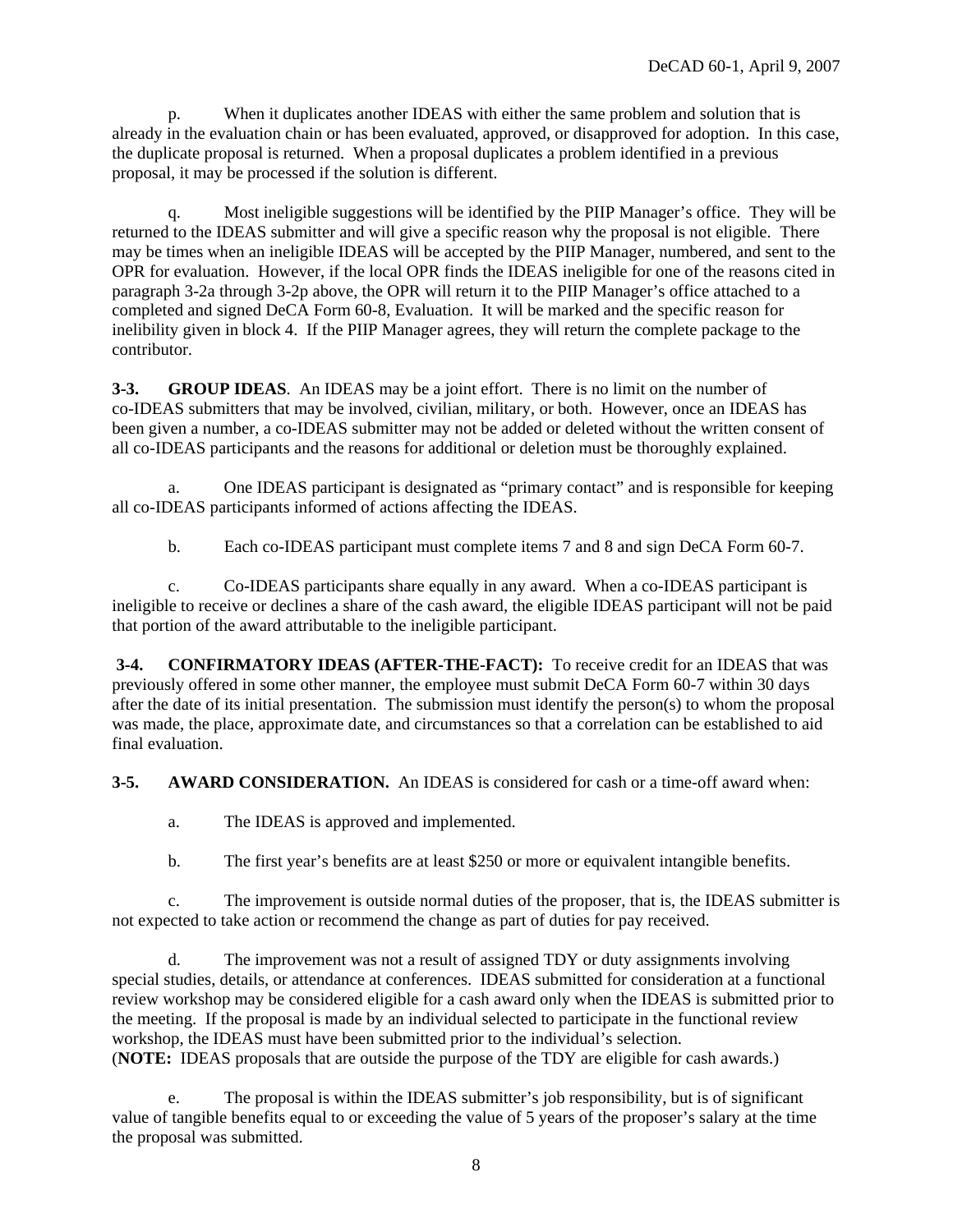p. When it duplicates another IDEAS with either the same problem and solution that is already in the evaluation chain or has been evaluated, approved, or disapproved for adoption. In this case, the duplicate proposal is returned. When a proposal duplicates a problem identified in a previous proposal, it may be processed if the solution is different.

q. Most ineligible suggestions will be identified by the PIIP Manager's office. They will be returned to the IDEAS submitter and will give a specific reason why the proposal is not eligible. There may be times when an ineligible IDEAS will be accepted by the PIIP Manager, numbered, and sent to the OPR for evaluation. However, if the local OPR finds the IDEAS ineligible for one of the reasons cited in paragraph 3-2a through 3-2p above, the OPR will return it to the PIIP Manager's office attached to a completed and signed DeCA Form 60-8, Evaluation. It will be marked and the specific reason for inelibility given in block 4. If the PIIP Manager agrees, they will return the complete package to the contributor.

**3-3. GROUP IDEAS**. An IDEAS may be a joint effort. There is no limit on the number of co-IDEAS submitters that may be involved, civilian, military, or both. However, once an IDEAS has been given a number, a co-IDEAS submitter may not be added or deleted without the written consent of all co-IDEAS participants and the reasons for additional or deletion must be thoroughly explained.

a. One IDEAS participant is designated as "primary contact" and is responsible for keeping all co-IDEAS participants informed of actions affecting the IDEAS.

b. Each co-IDEAS participant must complete items 7 and 8 and sign DeCA Form 60-7.

c. Co-IDEAS participants share equally in any award. When a co-IDEAS participant is ineligible to receive or declines a share of the cash award, the eligible IDEAS participant will not be paid that portion of the award attributable to the ineligible participant.

**3-4. CONFIRMATORY IDEAS (AFTER-THE-FACT):** To receive credit for an IDEAS that was previously offered in some other manner, the employee must submit DeCA Form 60-7 within 30 days after the date of its initial presentation. The submission must identify the person(s) to whom the proposal was made, the place, approximate date, and circumstances so that a correlation can be established to aid final evaluation.

**3-5. AWARD CONSIDERATION.** An IDEAS is considered for cash or a time-off award when:

a. The IDEAS is approved and implemented.

b. The first year's benefits are at least $250 or more or equivalent intangible benefits.

c. The improvement is outside normal duties of the proposer, that is, the IDEAS submitter is not expected to take action or recommend the change as part of duties for pay received.

d. The improvement was not a result of assigned TDY or duty assignments involving special studies, details, or attendance at conferences. IDEAS submitted for consideration at a functional review workshop may be considered eligible for a cash award only when the IDEAS is submitted prior to the meeting. If the proposal is made by an individual selected to participate in the functional review workshop, the IDEAS must have been submitted prior to the individual's selection.
(**NOTE:** IDEAS proposals that are outside the purpose of the TDY are eligible for cash awards.)

e. The proposal is within the IDEAS submitter's job responsibility, but is of significant value of tangible benefits equal to or exceeding the value of 5 years of the proposer's salary at the time the proposal was submitted.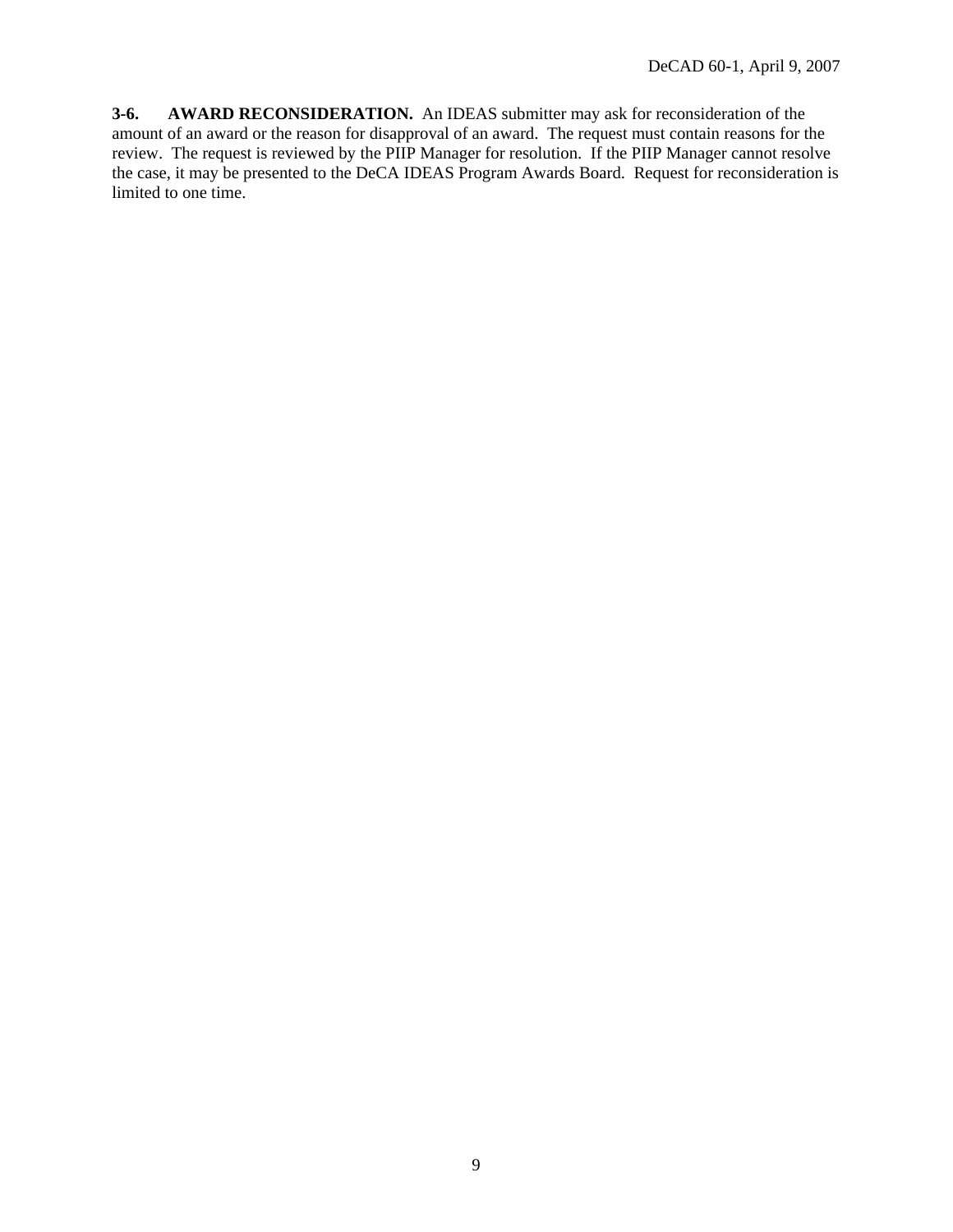**3-6. AWARD RECONSIDERATION.** An IDEAS submitter may ask for reconsideration of the amount of an award or the reason for disapproval of an award. The request must contain reasons for the review. The request is reviewed by the PIIP Manager for resolution. If the PIIP Manager cannot resolve the case, it may be presented to the DeCA IDEAS Program Awards Board. Request for reconsideration is limited to one time.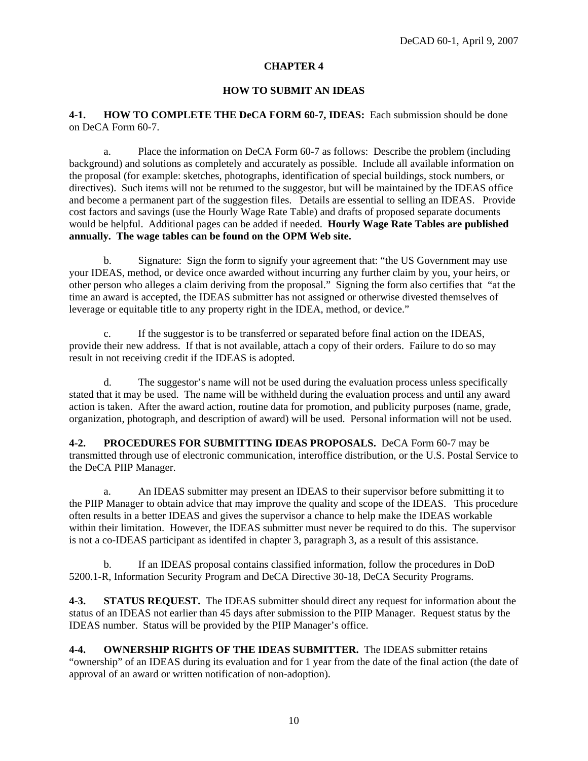# CHAPTER 4

## HOW TO SUBMIT AN IDEAS

**4-1. HOW TO COMPLETE THE DeCA FORM 60-7, IDEAS:** Each submission should be done on DeCA Form 60-7.

a. Place the information on DeCA Form 60-7 as follows: Describe the problem (including background) and solutions as completely and accurately as possible. Include all available information on the proposal (for example: sketches, photographs, identification of special buildings, stock numbers, or directives). Such items will not be returned to the suggestor, but will be maintained by the IDEAS office and become a permanent part of the suggestion files. Details are essential to selling an IDEAS. Provide cost factors and savings (use the Hourly Wage Rate Table) and drafts of proposed separate documents would be helpful. Additional pages can be added if needed. **Hourly Wage Rate Tables are published annually. The wage tables can be found on the OPM Web site.**

b. Signature: Sign the form to signify your agreement that: "the US Government may use your IDEAS, method, or device once awarded without incurring any further claim by you, your heirs, or other person who alleges a claim deriving from the proposal." Signing the form also certifies that "at the time an award is accepted, the IDEAS submitter has not assigned or otherwise divested themselves of leverage or equitable title to any property right in the IDEA, method, or device."

c. If the suggestor is to be transferred or separated before final action on the IDEAS, provide their new address. If that is not available, attach a copy of their orders. Failure to do so may result in not receiving credit if the IDEAS is adopted.

d. The suggestor's name will not be used during the evaluation process unless specifically stated that it may be used. The name will be withheld during the evaluation process and until any award action is taken. After the award action, routine data for promotion, and publicity purposes (name, grade, organization, photograph, and description of award) will be used. Personal information will not be used.

**4-2. PROCEDURES FOR SUBMITTING IDEAS PROPOSALS.** DeCA Form 60-7 may be transmitted through use of electronic communication, interoffice distribution, or the U.S. Postal Service to the DeCA PIIP Manager.

a. An IDEAS submitter may present an IDEAS to their supervisor before submitting it to the PIIP Manager to obtain advice that may improve the quality and scope of the IDEAS. This procedure often results in a better IDEAS and gives the supervisor a chance to help make the IDEAS workable within their limitation. However, the IDEAS submitter must never be required to do this. The supervisor is not a co-IDEAS participant as identifed in chapter 3, paragraph 3, as a result of this assistance.

b. If an IDEAS proposal contains classified information, follow the procedures in DoD 5200.1-R, Information Security Program and DeCA Directive 30-18, DeCA Security Programs.

**4-3. STATUS REQUEST.** The IDEAS submitter should direct any request for information about the status of an IDEAS not earlier than 45 days after submission to the PIIP Manager. Request status by the IDEAS number. Status will be provided by the PIIP Manager's office.

**4-4. OWNERSHIP RIGHTS OF THE IDEAS SUBMITTER.** The IDEAS submitter retains "ownership" of an IDEAS during its evaluation and for 1 year from the date of the final action (the date of approval of an award or written notification of non-adoption).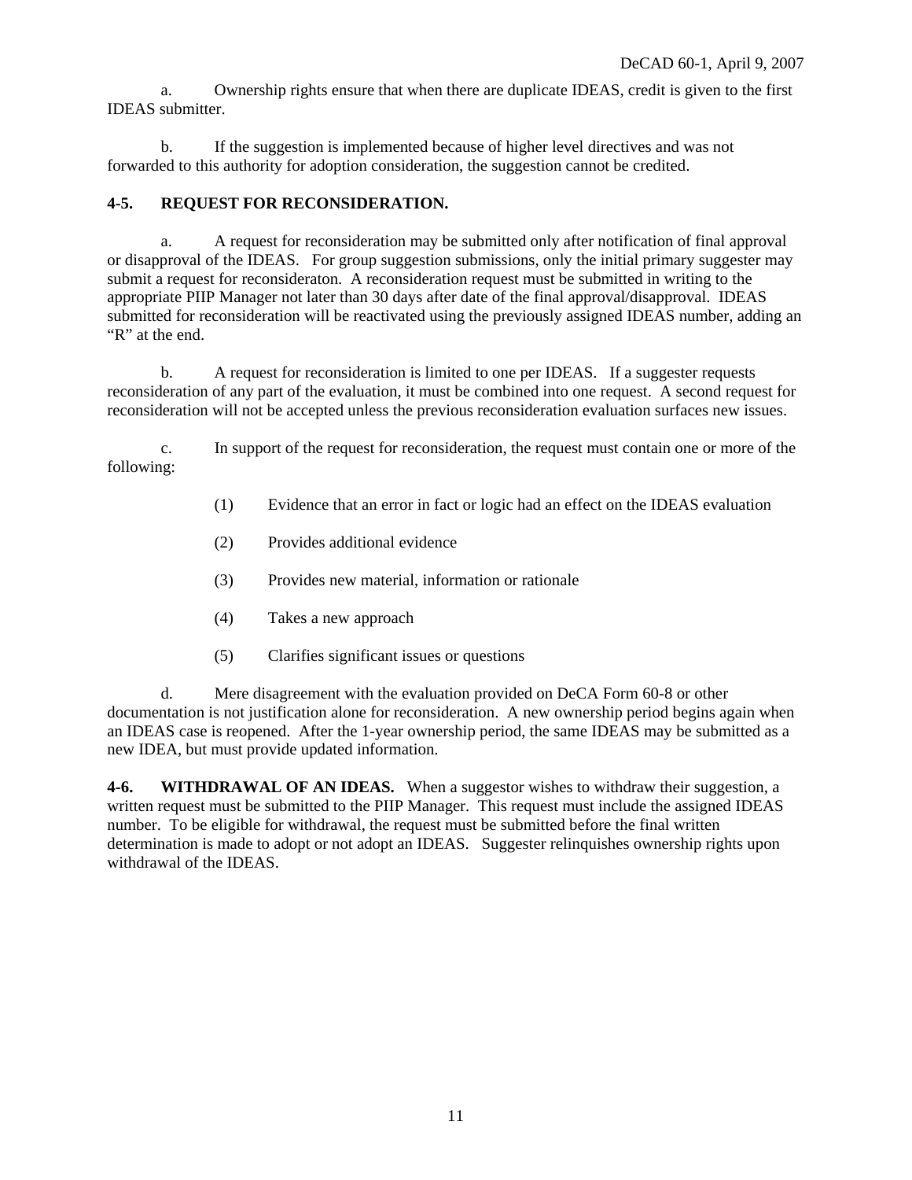a. Ownership rights ensure that when there are duplicate IDEAS, credit is given to the first IDEAS submitter.

b. If the suggestion is implemented because of higher level directives and was not forwarded to this authority for adoption consideration, the suggestion cannot be credited.

**4-5. REQUEST FOR RECONSIDERATION.**

a. A request for reconsideration may be submitted only after notification of final approval or disapproval of the IDEAS. For group suggestion submissions, only the initial primary suggester may submit a request for reconsideraton. A reconsideration request must be submitted in writing to the appropriate PIIP Manager not later than 30 days after date of the final approval/disapproval. IDEAS submitted for reconsideration will be reactivated using the previously assigned IDEAS number, adding an "R" at the end.

b. A request for reconsideration is limited to one per IDEAS. If a suggester requests reconsideration of any part of the evaluation, it must be combined into one request. A second request for reconsideration will not be accepted unless the previous reconsideration evaluation surfaces new issues.

c. In support of the request for reconsideration, the request must contain one or more of the following:

(1) Evidence that an error in fact or logic had an effect on the IDEAS evaluation

(2) Provides additional evidence

(3) Provides new material, information or rationale

(4) Takes a new approach

(5) Clarifies significant issues or questions

d. Mere disagreement with the evaluation provided on DeCA Form 60-8 or other documentation is not justification alone for reconsideration. A new ownership period begins again when an IDEAS case is reopened. After the 1-year ownership period, the same IDEAS may be submitted as a new IDEA, but must provide updated information.

**4-6. WITHDRAWAL OF AN IDEAS.** When a suggestor wishes to withdraw their suggestion, a written request must be submitted to the PIIP Manager. This request must include the assigned IDEAS number. To be eligible for withdrawal, the request must be submitted before the final written determination is made to adopt or not adopt an IDEAS. Suggester relinquishes ownership rights upon withdrawal of the IDEAS.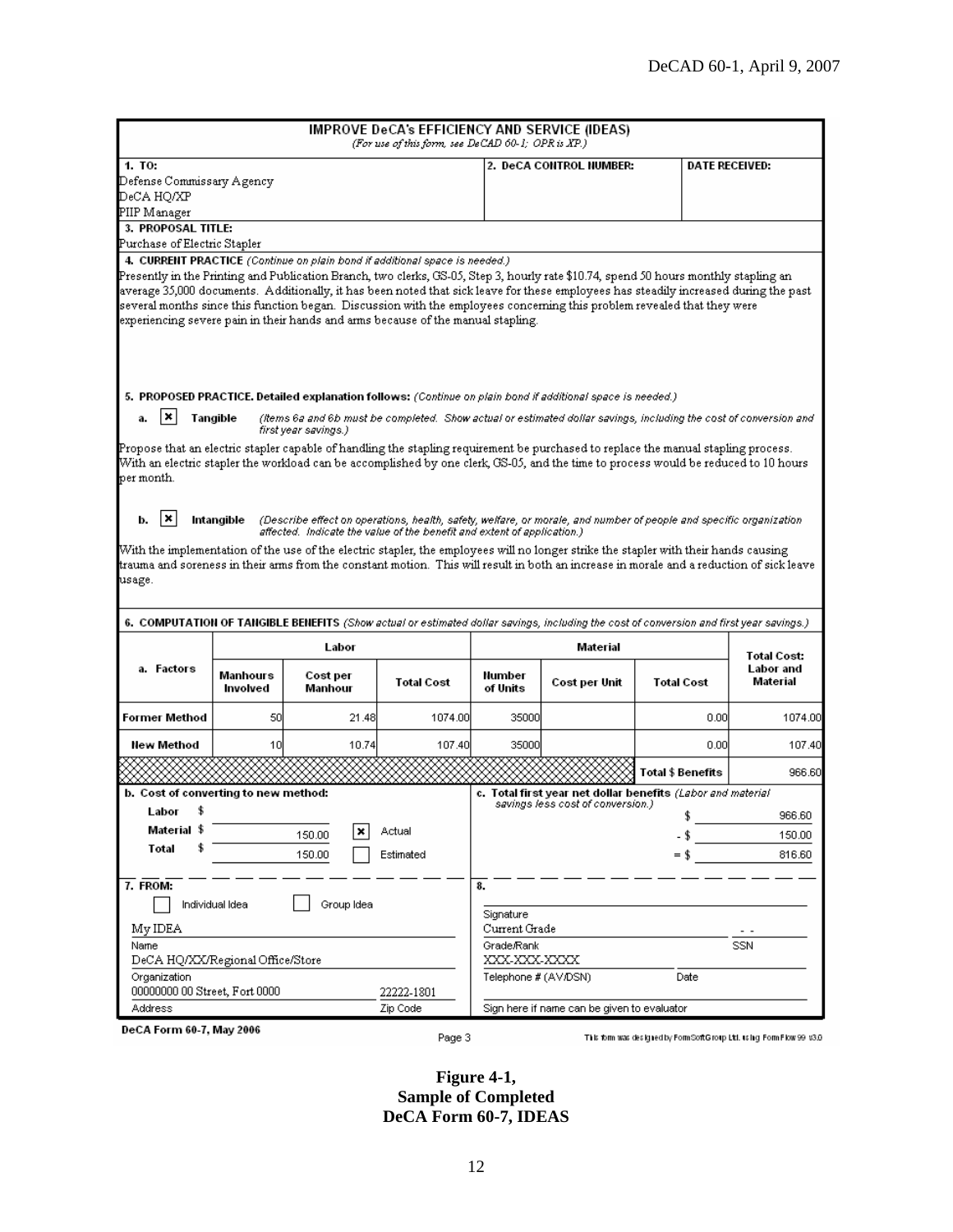**IMPROVE DeCA's EFFICIENCY AND SERVICE (IDEAS)**
*(For use of this form, see DeCAD 60-1; OPR is XP.)*

**1. TO:**
Defense Commissary Agency
DeCA HQ/XP
PIIP Manager

**2. DeCA CONTROL NUMBER:**

**DATE RECEIVED:**

**3. PROPOSAL TITLE:**
Purchase of Electric Stapler

**4. CURRENT PRACTICE** *(Continue on plain bond if additional space is needed.)*

Presently in the Printing and Publication Branch, two clerks, GS-05, Step 3, hourly rate $10.74, spend 50 hours monthly stapling an average 35,000 documents. Additionally, it has been noted that sick leave for these employees has steadily increased during the past several months since this function began. Discussion with the employees concerning this problem revealed that they were experiencing severe pain in their hands and arms because of the manual stapling.

**5. PROPOSED PRACTICE. Detailed explanation follows:** *(Continue on plain bond if additional space is needed.)*

a. [x] **Tangible** *(Items 6a and 6b must be completed. Show actual or estimated dollar savings, including the cost of conversion and first year savings.)*

Propose that an electric stapler capable of handling the stapling requirement be purchased to replace the manual stapling process. With an electric stapler the workload can be accomplished by one clerk, GS-05, and the time to process would be reduced to 10 hours per month.

b. [x] **Intangible** *(Describe effect on operations, health, safety, welfare, or morale, and number of people and specific organization affected. Indicate the value of the benefit and extent of application.)*

With the implementation of the use of the electric stapler, the employees will no longer strike the stapler with their hands causing trauma and soreness in their arms from the constant motion. This will result in both an increase in morale and a reduction of sick leave usage.

**6. COMPUTATION OF TANGIBLE BENEFITS** *(Show actual or estimated dollar savings, including the cost of conversion and first year savings.)*

| a. Factors | Labor | | | Material | | | Total Cost: Labor and Material |
|---|---|---|---|---|---|---|---|
| | Manhours Involved | Cost per Manhour | Total Cost | Number of Units | Cost per Unit | Total Cost | |
| Former Method | 50 | 21.48 | 1074.00 | 35000 | | 0.00 | 1074.00 |
| New Method | 10 | 10.74 | 107.40 | 35000 | | 0.00 | 107.40 |
| | | | | | | Total $ Benefits | 966.60 |

**b. Cost of converting to new method:**

Labor $
Material $ 150.00 [x] Actual
Total $ 150.00 [ ] Estimated

**c. Total first year net dollar benefits** *(Labor and material savings less cost of conversion.)*

$ 966.60
- $ 150.00
= $ 816.60

**7. FROM:**

[ ] Individual Idea [ ] Group Idea

My IDEA
Name

DeCA HQ/XX/Regional Office/Store
Organization

00000000 00 Street, Fort 0000 — 22222-1801
Address — Zip Code

**8.**

Signature

Current Grade — - -
Grade/Rank — SSN

XXX-XXX-XXXX
Telephone # (AV/DSN) — Date

Sign here if name can be given to evaluator

DeCA Form 60-7, May 2006

Page 3

This form was designed by FormSoftGroup Ltd. using FormFlow 99 v3.0

**Figure 4-1,**
**Sample of Completed**
**DeCA Form 60-7, IDEAS**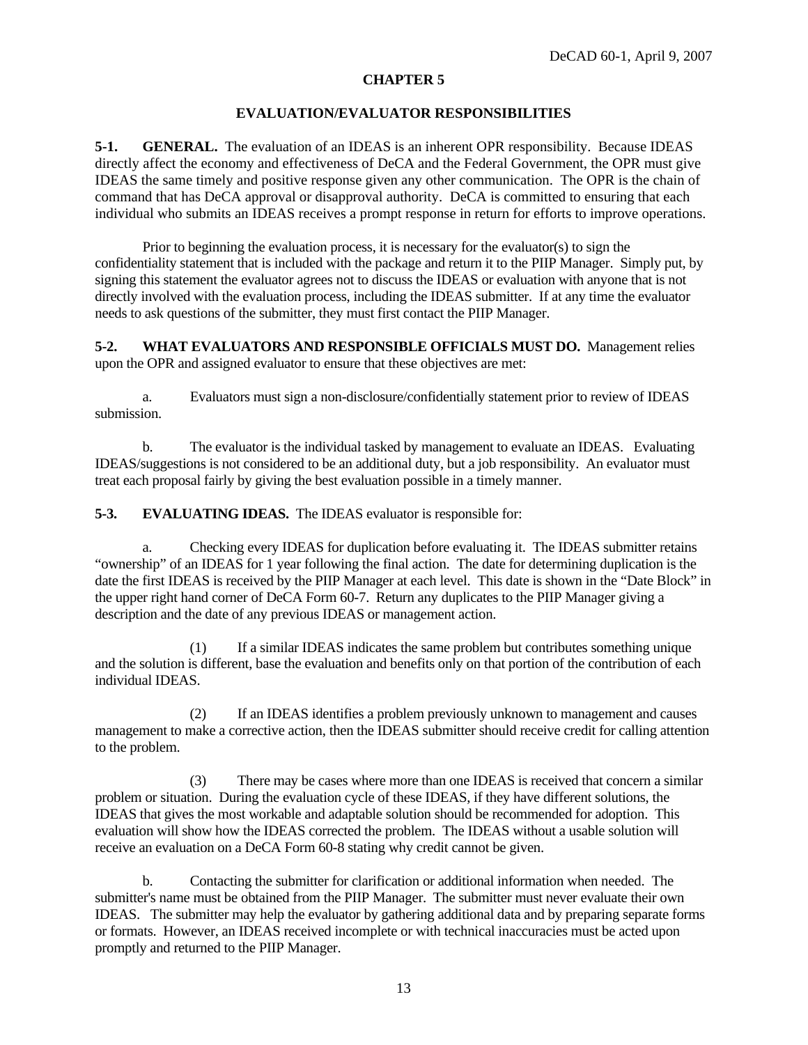# CHAPTER 5

## EVALUATION/EVALUATOR RESPONSIBILITIES

**5-1. GENERAL.** The evaluation of an IDEAS is an inherent OPR responsibility. Because IDEAS directly affect the economy and effectiveness of DeCA and the Federal Government, the OPR must give IDEAS the same timely and positive response given any other communication. The OPR is the chain of command that has DeCA approval or disapproval authority. DeCA is committed to ensuring that each individual who submits an IDEAS receives a prompt response in return for efforts to improve operations.

Prior to beginning the evaluation process, it is necessary for the evaluator(s) to sign the confidentiality statement that is included with the package and return it to the PIIP Manager. Simply put, by signing this statement the evaluator agrees not to discuss the IDEAS or evaluation with anyone that is not directly involved with the evaluation process, including the IDEAS submitter. If at any time the evaluator needs to ask questions of the submitter, they must first contact the PIIP Manager.

**5-2. WHAT EVALUATORS AND RESPONSIBLE OFFICIALS MUST DO.** Management relies upon the OPR and assigned evaluator to ensure that these objectives are met:

a. Evaluators must sign a non-disclosure/confidentially statement prior to review of IDEAS submission.

b. The evaluator is the individual tasked by management to evaluate an IDEAS. Evaluating IDEAS/suggestions is not considered to be an additional duty, but a job responsibility. An evaluator must treat each proposal fairly by giving the best evaluation possible in a timely manner.

**5-3. EVALUATING IDEAS.** The IDEAS evaluator is responsible for:

a. Checking every IDEAS for duplication before evaluating it. The IDEAS submitter retains "ownership" of an IDEAS for 1 year following the final action. The date for determining duplication is the date the first IDEAS is received by the PIIP Manager at each level. This date is shown in the "Date Block" in the upper right hand corner of DeCA Form 60-7. Return any duplicates to the PIIP Manager giving a description and the date of any previous IDEAS or management action.

(1) If a similar IDEAS indicates the same problem but contributes something unique and the solution is different, base the evaluation and benefits only on that portion of the contribution of each individual IDEAS.

(2) If an IDEAS identifies a problem previously unknown to management and causes management to make a corrective action, then the IDEAS submitter should receive credit for calling attention to the problem.

(3) There may be cases where more than one IDEAS is received that concern a similar problem or situation. During the evaluation cycle of these IDEAS, if they have different solutions, the IDEAS that gives the most workable and adaptable solution should be recommended for adoption. This evaluation will show how the IDEAS corrected the problem. The IDEAS without a usable solution will receive an evaluation on a DeCA Form 60-8 stating why credit cannot be given.

b. Contacting the submitter for clarification or additional information when needed. The submitter's name must be obtained from the PIIP Manager. The submitter must never evaluate their own IDEAS. The submitter may help the evaluator by gathering additional data and by preparing separate forms or formats. However, an IDEAS received incomplete or with technical inaccuracies must be acted upon promptly and returned to the PIIP Manager.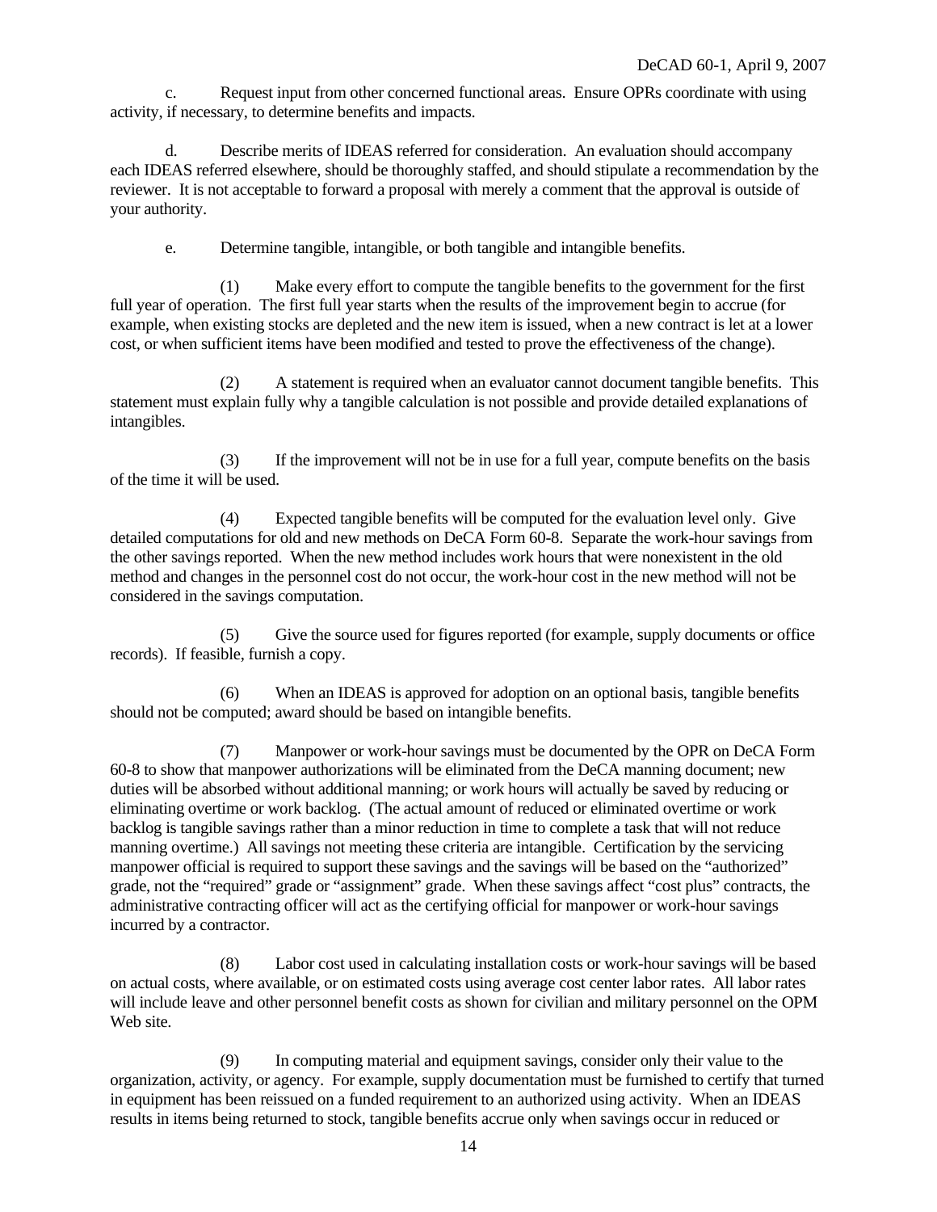c. Request input from other concerned functional areas. Ensure OPRs coordinate with using activity, if necessary, to determine benefits and impacts.

d. Describe merits of IDEAS referred for consideration. An evaluation should accompany each IDEAS referred elsewhere, should be thoroughly staffed, and should stipulate a recommendation by the reviewer. It is not acceptable to forward a proposal with merely a comment that the approval is outside of your authority.

e. Determine tangible, intangible, or both tangible and intangible benefits.

(1) Make every effort to compute the tangible benefits to the government for the first full year of operation. The first full year starts when the results of the improvement begin to accrue (for example, when existing stocks are depleted and the new item is issued, when a new contract is let at a lower cost, or when sufficient items have been modified and tested to prove the effectiveness of the change).

(2) A statement is required when an evaluator cannot document tangible benefits. This statement must explain fully why a tangible calculation is not possible and provide detailed explanations of intangibles.

(3) If the improvement will not be in use for a full year, compute benefits on the basis of the time it will be used.

(4) Expected tangible benefits will be computed for the evaluation level only. Give detailed computations for old and new methods on DeCA Form 60-8. Separate the work-hour savings from the other savings reported. When the new method includes work hours that were nonexistent in the old method and changes in the personnel cost do not occur, the work-hour cost in the new method will not be considered in the savings computation.

(5) Give the source used for figures reported (for example, supply documents or office records). If feasible, furnish a copy.

(6) When an IDEAS is approved for adoption on an optional basis, tangible benefits should not be computed; award should be based on intangible benefits.

(7) Manpower or work-hour savings must be documented by the OPR on DeCA Form 60-8 to show that manpower authorizations will be eliminated from the DeCA manning document; new duties will be absorbed without additional manning; or work hours will actually be saved by reducing or eliminating overtime or work backlog. (The actual amount of reduced or eliminated overtime or work backlog is tangible savings rather than a minor reduction in time to complete a task that will not reduce manning overtime.) All savings not meeting these criteria are intangible. Certification by the servicing manpower official is required to support these savings and the savings will be based on the "authorized" grade, not the "required" grade or "assignment" grade. When these savings affect "cost plus" contracts, the administrative contracting officer will act as the certifying official for manpower or work-hour savings incurred by a contractor.

(8) Labor cost used in calculating installation costs or work-hour savings will be based on actual costs, where available, or on estimated costs using average cost center labor rates. All labor rates will include leave and other personnel benefit costs as shown for civilian and military personnel on the OPM Web site.

(9) In computing material and equipment savings, consider only their value to the organization, activity, or agency. For example, supply documentation must be furnished to certify that turned in equipment has been reissued on a funded requirement to an authorized using activity. When an IDEAS results in items being returned to stock, tangible benefits accrue only when savings occur in reduced or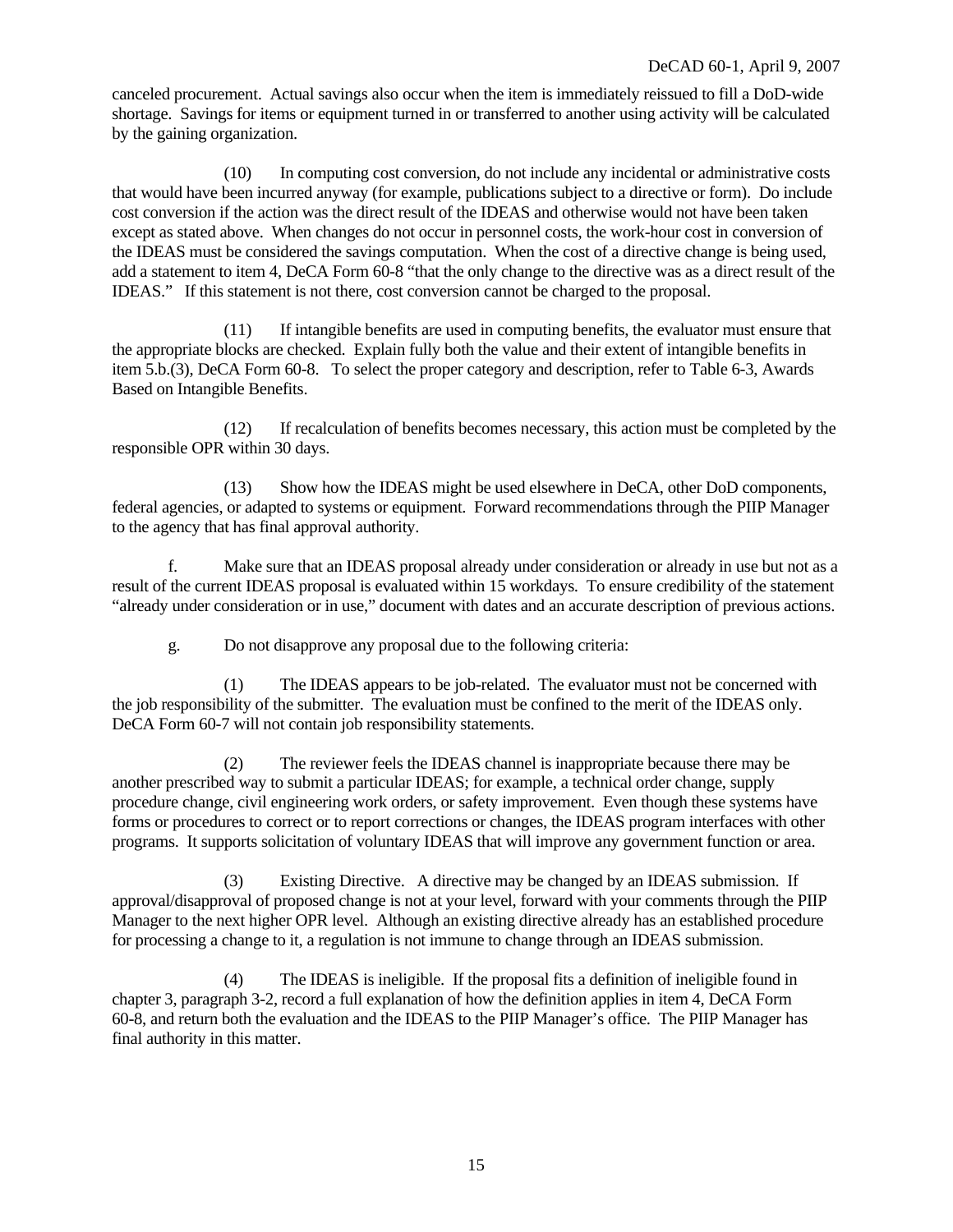canceled procurement. Actual savings also occur when the item is immediately reissued to fill a DoD-wide shortage. Savings for items or equipment turned in or transferred to another using activity will be calculated by the gaining organization.

(10) In computing cost conversion, do not include any incidental or administrative costs that would have been incurred anyway (for example, publications subject to a directive or form). Do include cost conversion if the action was the direct result of the IDEAS and otherwise would not have been taken except as stated above. When changes do not occur in personnel costs, the work-hour cost in conversion of the IDEAS must be considered the savings computation. When the cost of a directive change is being used, add a statement to item 4, DeCA Form 60-8 "that the only change to the directive was as a direct result of the IDEAS." If this statement is not there, cost conversion cannot be charged to the proposal.

(11) If intangible benefits are used in computing benefits, the evaluator must ensure that the appropriate blocks are checked. Explain fully both the value and their extent of intangible benefits in item 5.b.(3), DeCA Form 60-8. To select the proper category and description, refer to Table 6-3, Awards Based on Intangible Benefits.

(12) If recalculation of benefits becomes necessary, this action must be completed by the responsible OPR within 30 days.

(13) Show how the IDEAS might be used elsewhere in DeCA, other DoD components, federal agencies, or adapted to systems or equipment. Forward recommendations through the PIIP Manager to the agency that has final approval authority.

f. Make sure that an IDEAS proposal already under consideration or already in use but not as a result of the current IDEAS proposal is evaluated within 15 workdays. To ensure credibility of the statement "already under consideration or in use," document with dates and an accurate description of previous actions.

g. Do not disapprove any proposal due to the following criteria:

(1) The IDEAS appears to be job-related. The evaluator must not be concerned with the job responsibility of the submitter. The evaluation must be confined to the merit of the IDEAS only. DeCA Form 60-7 will not contain job responsibility statements.

(2) The reviewer feels the IDEAS channel is inappropriate because there may be another prescribed way to submit a particular IDEAS; for example, a technical order change, supply procedure change, civil engineering work orders, or safety improvement. Even though these systems have forms or procedures to correct or to report corrections or changes, the IDEAS program interfaces with other programs. It supports solicitation of voluntary IDEAS that will improve any government function or area.

(3) Existing Directive. A directive may be changed by an IDEAS submission. If approval/disapproval of proposed change is not at your level, forward with your comments through the PIIP Manager to the next higher OPR level. Although an existing directive already has an established procedure for processing a change to it, a regulation is not immune to change through an IDEAS submission.

(4) The IDEAS is ineligible. If the proposal fits a definition of ineligible found in chapter 3, paragraph 3-2, record a full explanation of how the definition applies in item 4, DeCA Form 60-8, and return both the evaluation and the IDEAS to the PIIP Manager's office. The PIIP Manager has final authority in this matter.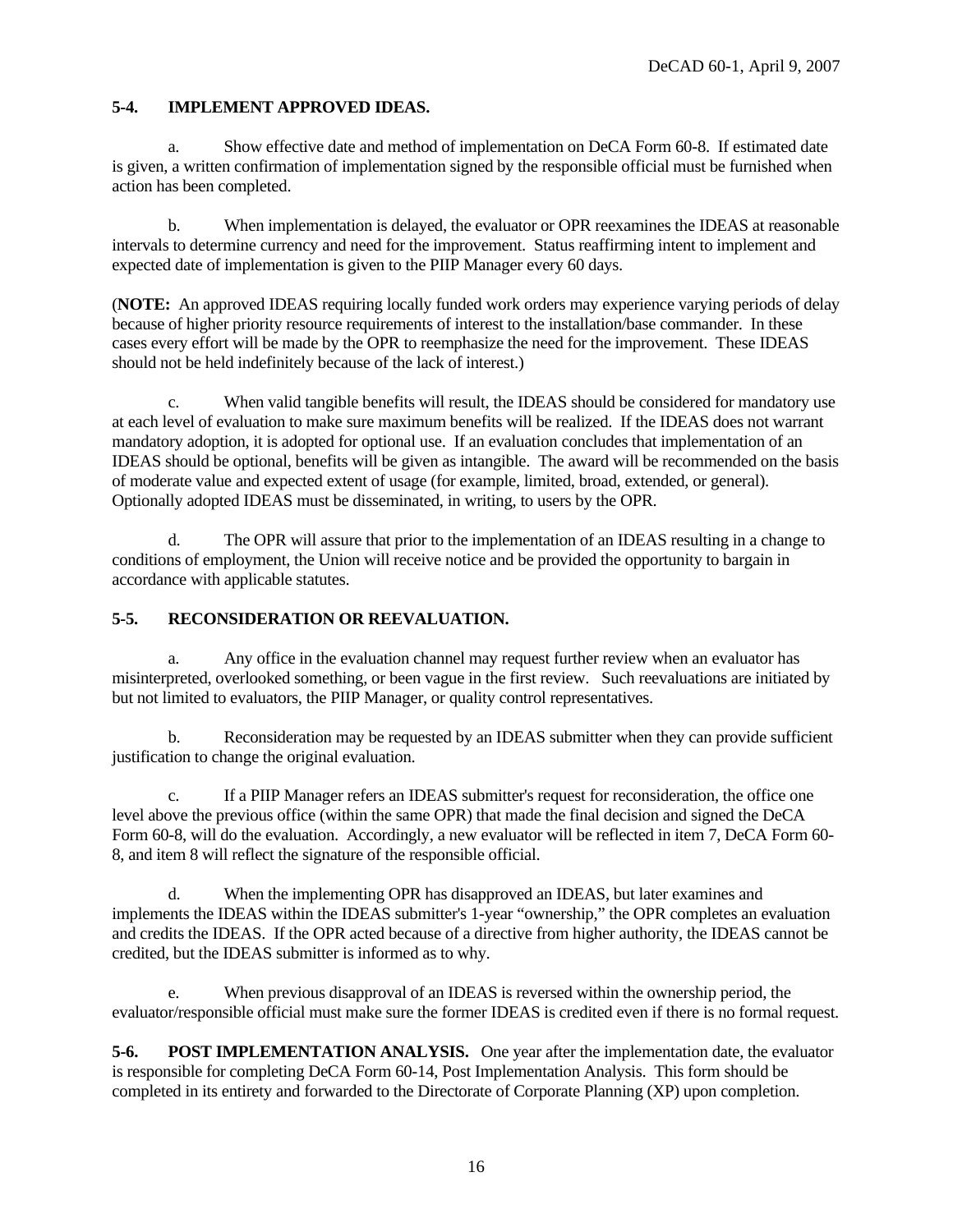**5-4. IMPLEMENT APPROVED IDEAS.**

a. Show effective date and method of implementation on DeCA Form 60-8. If estimated date is given, a written confirmation of implementation signed by the responsible official must be furnished when action has been completed.

b. When implementation is delayed, the evaluator or OPR reexamines the IDEAS at reasonable intervals to determine currency and need for the improvement. Status reaffirming intent to implement and expected date of implementation is given to the PIIP Manager every 60 days.

(**NOTE:** An approved IDEAS requiring locally funded work orders may experience varying periods of delay because of higher priority resource requirements of interest to the installation/base commander. In these cases every effort will be made by the OPR to reemphasize the need for the improvement. These IDEAS should not be held indefinitely because of the lack of interest.)

c. When valid tangible benefits will result, the IDEAS should be considered for mandatory use at each level of evaluation to make sure maximum benefits will be realized. If the IDEAS does not warrant mandatory adoption, it is adopted for optional use. If an evaluation concludes that implementation of an IDEAS should be optional, benefits will be given as intangible. The award will be recommended on the basis of moderate value and expected extent of usage (for example, limited, broad, extended, or general). Optionally adopted IDEAS must be disseminated, in writing, to users by the OPR.

d. The OPR will assure that prior to the implementation of an IDEAS resulting in a change to conditions of employment, the Union will receive notice and be provided the opportunity to bargain in accordance with applicable statutes.

**5-5. RECONSIDERATION OR REEVALUATION.**

a. Any office in the evaluation channel may request further review when an evaluator has misinterpreted, overlooked something, or been vague in the first review. Such reevaluations are initiated by but not limited to evaluators, the PIIP Manager, or quality control representatives.

b. Reconsideration may be requested by an IDEAS submitter when they can provide sufficient justification to change the original evaluation.

c. If a PIIP Manager refers an IDEAS submitter's request for reconsideration, the office one level above the previous office (within the same OPR) that made the final decision and signed the DeCA Form 60-8, will do the evaluation. Accordingly, a new evaluator will be reflected in item 7, DeCA Form 60-8, and item 8 will reflect the signature of the responsible official.

d. When the implementing OPR has disapproved an IDEAS, but later examines and implements the IDEAS within the IDEAS submitter's 1-year "ownership," the OPR completes an evaluation and credits the IDEAS. If the OPR acted because of a directive from higher authority, the IDEAS cannot be credited, but the IDEAS submitter is informed as to why.

e. When previous disapproval of an IDEAS is reversed within the ownership period, the evaluator/responsible official must make sure the former IDEAS is credited even if there is no formal request.

**5-6. POST IMPLEMENTATION ANALYSIS.** One year after the implementation date, the evaluator is responsible for completing DeCA Form 60-14, Post Implementation Analysis. This form should be completed in its entirety and forwarded to the Directorate of Corporate Planning (XP) upon completion.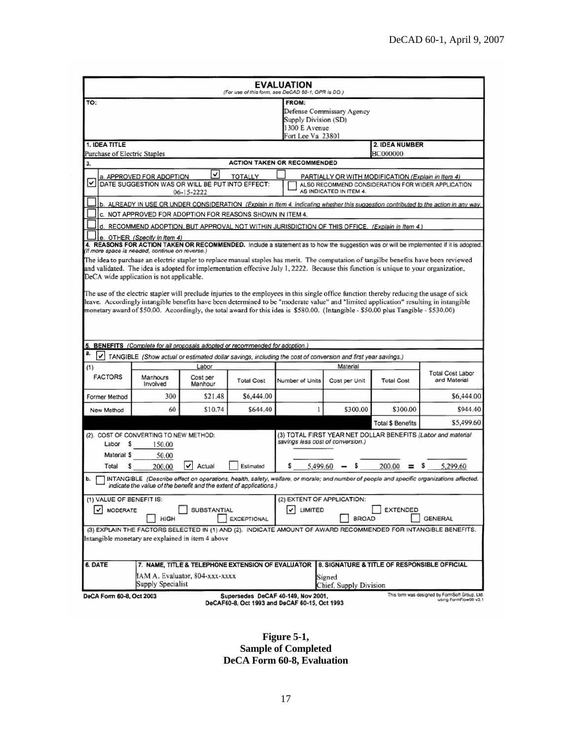# EVALUATION

*(For use of this form, see DeCAD 60-1, OPR is DO.)*

**TO:**

**FROM:**
Defense Commissary Agency
Supply Division (SD)
1300 E Avenue
Fort Lee Va 23801

| 1. IDEA TITLE | 2. IDEA NUMBER |
|---|---|
| Purchase of Electric Staples | BC000000 |

**3. ACTION TAKEN OR RECOMMENDED**

- [x] a. APPROVED FOR ADOPTION [x] TOTALLY [ ] PARTIALLY OR WITH MODIFICATION *(Explain in Item 4)*
  DATE SUGGESTION WAS OR WILL BE PUT INTO EFFECT: 06-15-2222
  [ ] ALSO RECOMMEND CONSIDERATION FOR WIDER APPLICATION AS INDICATED IN ITEM 4.
- [ ] b. ALREADY IN USE OR UNDER CONSIDERATION *(Explain in Item 4, indicating whether this suggestion contributed to the action in any way.*
- [ ] c. NOT APPROVED FOR ADOPTION FOR REASONS SHOWN IN ITEM 4.
- [ ] d. RECOMMEND ADOPTION, BUT APPROVAL NOT WITHIN JURISDICTION OF THIS OFFICE. *(Explain in Item 4.)*
- [ ] e. OTHER *(Specify in Item 4)*

**4. REASONS FOR ACTION TAKEN OR RECOMMENDED.** Include a statement as to how the suggestion was or will be implemented if it is adopted. *(If more space is needed, continue on reverse.)*

The idea to purchase an electric stapler to replace manual staples has merit. The computation of tangilbe benefits have been reviewed and validated. The idea is adopted for implementation effective July 1, 2222. Because this function is unique to your organization, DeCA wide application is not applicable.

The use of the electric stapler will preclude injuries to the employees in this single office function thereby reducing the usage of sick leave. Accordingly intangible benefits have been determined to be "moderate value" and "limited application" resulting in intangible monetary award of $50.00. Accordingly, the total award for this idea is $580.00. (Intangible - $50.00 plus Tangible - $530.00)

**5. BENEFITS** *(Complete for all proposals adopted or recommended for adoption.)*

a. [x] TANGIBLE *(Show actual or estimated dollar savings, including the cost of conversion and first year savings.)*

| (1) FACTORS | Labor: Manhours Involved | Labor: Cost per Manhour | Labor: Total Cost | Material: Number of Units | Material: Cost per Unit | Material: Total Cost | Total Cost Labor and Material |
|---|---|---|---|---|---|---|---|
| Former Method | 300 | $21.48 | $6,444.00 | | | | $6,444.00 |
| New Method | 60 | $10.74 | $644.40 | 1 | $300.00 | $300.00 | $944.40 |
| | | | | | | Total $ Benefits | $5,499.60 |

(2). COST OF CONVERTING TO NEW METHOD:
Labor $ 150.00
Material $ 50.00
Total $ 200.00 [x] Actual [ ] Estimated

(3) TOTAL FIRST YEAR NET DOLLAR BENEFITS *(Labor and material savings less cost of conversion.)*
$ 5,499.60 − $ 200.00 = $ 5,299.60

b. [ ] INTANGIBLE *(Describe effect on operations, health, safety, welfare, or morale; and number of people and specific organizations affected. Indicate the value of the benefit and the extent of applications.)*

(1) VALUE OF BENEFIT IS: [x] MODERATE [ ] SUBSTANTIAL [ ] HIGH [ ] EXCEPTIONAL

(2) EXTENT OF APPLICATION: [x] LIMITED [ ] EXTENDED [ ] BROAD [ ] GENERAL

(3) EXPLAIN THE FACTORS SELECTED IN (1) AND (2). INDICATE AMOUNT OF AWARD RECOMMENDED FOR INTANGIBLE BENEFITS.
Intangible monetary are explained in item 4 above

| 6. DATE | 7. NAME, TITLE & TELEPHONE EXTENSION OF EVALUATOR | 8. SIGNATURE & TITLE OF RESPONSIBLE OFFICIAL |
|---|---|---|
| | IAM A. Evaluator, 804-xxx-xxxx<br>Supply Specialist | Signed<br>Chief, Supply Division |

DeCA Form 60-8, Oct 2003 — Supersedes DeCAF 40-149, Nov 2001, DeCAF60-8, Oct 1993 and DeCAF 60-15, Oct 1993 — This form was designed by FormSoft Group, Ltd. using FormFlow99 v3.1

**Figure 5-1, Sample of Completed DeCA Form 60-8, Evaluation**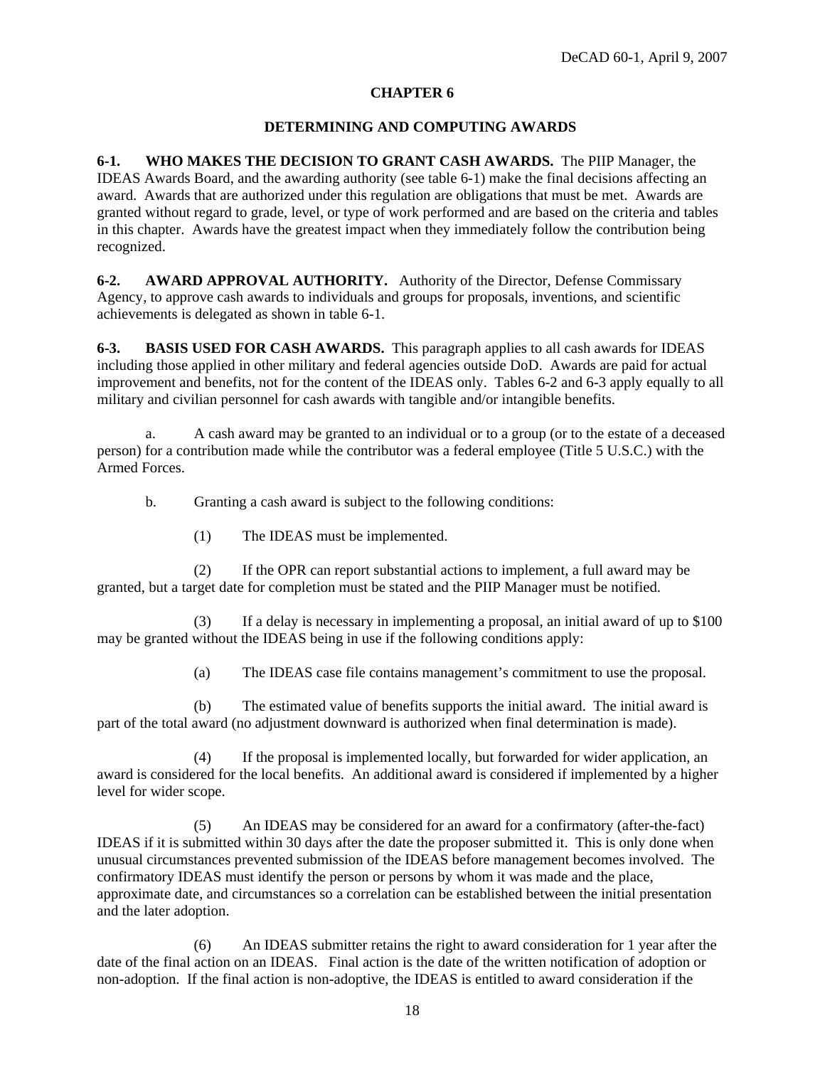# CHAPTER 6

## DETERMINING AND COMPUTING AWARDS

**6-1. WHO MAKES THE DECISION TO GRANT CASH AWARDS.** The PIIP Manager, the IDEAS Awards Board, and the awarding authority (see table 6-1) make the final decisions affecting an award. Awards that are authorized under this regulation are obligations that must be met. Awards are granted without regard to grade, level, or type of work performed and are based on the criteria and tables in this chapter. Awards have the greatest impact when they immediately follow the contribution being recognized.

**6-2. AWARD APPROVAL AUTHORITY.** Authority of the Director, Defense Commissary Agency, to approve cash awards to individuals and groups for proposals, inventions, and scientific achievements is delegated as shown in table 6-1.

**6-3. BASIS USED FOR CASH AWARDS.** This paragraph applies to all cash awards for IDEAS including those applied in other military and federal agencies outside DoD. Awards are paid for actual improvement and benefits, not for the content of the IDEAS only. Tables 6-2 and 6-3 apply equally to all military and civilian personnel for cash awards with tangible and/or intangible benefits.

a. A cash award may be granted to an individual or to a group (or to the estate of a deceased person) for a contribution made while the contributor was a federal employee (Title 5 U.S.C.) with the Armed Forces.

b. Granting a cash award is subject to the following conditions:

(1) The IDEAS must be implemented.

(2) If the OPR can report substantial actions to implement, a full award may be granted, but a target date for completion must be stated and the PIIP Manager must be notified.

(3) If a delay is necessary in implementing a proposal, an initial award of up to $100 may be granted without the IDEAS being in use if the following conditions apply:

(a) The IDEAS case file contains management's commitment to use the proposal.

(b) The estimated value of benefits supports the initial award. The initial award is part of the total award (no adjustment downward is authorized when final determination is made).

(4) If the proposal is implemented locally, but forwarded for wider application, an award is considered for the local benefits. An additional award is considered if implemented by a higher level for wider scope.

(5) An IDEAS may be considered for an award for a confirmatory (after-the-fact) IDEAS if it is submitted within 30 days after the date the proposer submitted it. This is only done when unusual circumstances prevented submission of the IDEAS before management becomes involved. The confirmatory IDEAS must identify the person or persons by whom it was made and the place, approximate date, and circumstances so a correlation can be established between the initial presentation and the later adoption.

(6) An IDEAS submitter retains the right to award consideration for 1 year after the date of the final action on an IDEAS. Final action is the date of the written notification of adoption or non-adoption. If the final action is non-adoptive, the IDEAS is entitled to award consideration if the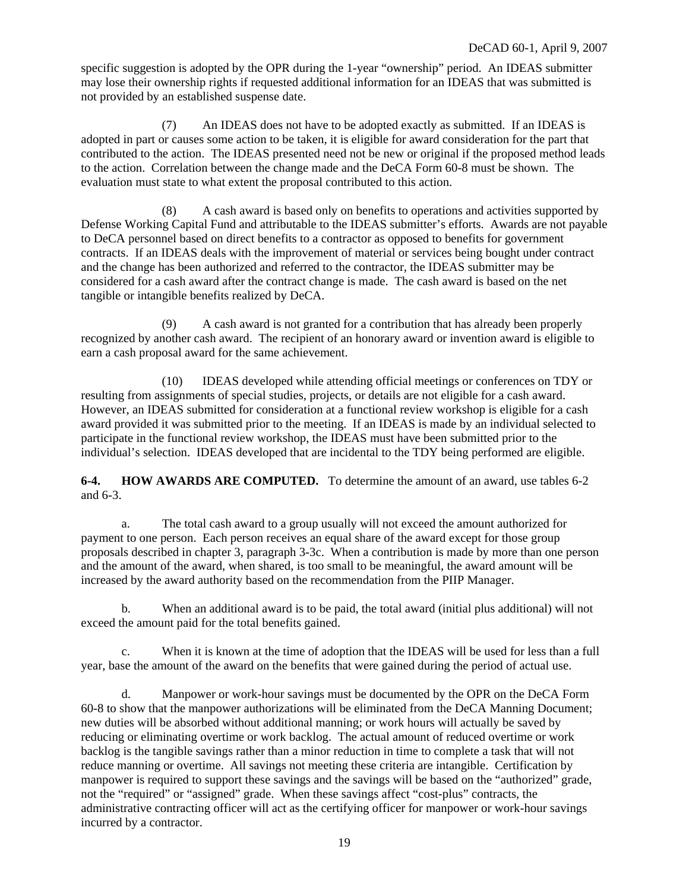specific suggestion is adopted by the OPR during the 1-year "ownership" period. An IDEAS submitter may lose their ownership rights if requested additional information for an IDEAS that was submitted is not provided by an established suspense date.

(7) An IDEAS does not have to be adopted exactly as submitted. If an IDEAS is adopted in part or causes some action to be taken, it is eligible for award consideration for the part that contributed to the action. The IDEAS presented need not be new or original if the proposed method leads to the action. Correlation between the change made and the DeCA Form 60-8 must be shown. The evaluation must state to what extent the proposal contributed to this action.

(8) A cash award is based only on benefits to operations and activities supported by Defense Working Capital Fund and attributable to the IDEAS submitter's efforts. Awards are not payable to DeCA personnel based on direct benefits to a contractor as opposed to benefits for government contracts. If an IDEAS deals with the improvement of material or services being bought under contract and the change has been authorized and referred to the contractor, the IDEAS submitter may be considered for a cash award after the contract change is made. The cash award is based on the net tangible or intangible benefits realized by DeCA.

(9) A cash award is not granted for a contribution that has already been properly recognized by another cash award. The recipient of an honorary award or invention award is eligible to earn a cash proposal award for the same achievement.

(10) IDEAS developed while attending official meetings or conferences on TDY or resulting from assignments of special studies, projects, or details are not eligible for a cash award. However, an IDEAS submitted for consideration at a functional review workshop is eligible for a cash award provided it was submitted prior to the meeting. If an IDEAS is made by an individual selected to participate in the functional review workshop, the IDEAS must have been submitted prior to the individual's selection. IDEAS developed that are incidental to the TDY being performed are eligible.

**6-4. HOW AWARDS ARE COMPUTED.** To determine the amount of an award, use tables 6-2 and 6-3.

a. The total cash award to a group usually will not exceed the amount authorized for payment to one person. Each person receives an equal share of the award except for those group proposals described in chapter 3, paragraph 3-3c. When a contribution is made by more than one person and the amount of the award, when shared, is too small to be meaningful, the award amount will be increased by the award authority based on the recommendation from the PIIP Manager.

b. When an additional award is to be paid, the total award (initial plus additional) will not exceed the amount paid for the total benefits gained.

c. When it is known at the time of adoption that the IDEAS will be used for less than a full year, base the amount of the award on the benefits that were gained during the period of actual use.

d. Manpower or work-hour savings must be documented by the OPR on the DeCA Form 60-8 to show that the manpower authorizations will be eliminated from the DeCA Manning Document; new duties will be absorbed without additional manning; or work hours will actually be saved by reducing or eliminating overtime or work backlog. The actual amount of reduced overtime or work backlog is the tangible savings rather than a minor reduction in time to complete a task that will not reduce manning or overtime. All savings not meeting these criteria are intangible. Certification by manpower is required to support these savings and the savings will be based on the "authorized" grade, not the "required" or "assigned" grade. When these savings affect "cost-plus" contracts, the administrative contracting officer will act as the certifying officer for manpower or work-hour savings incurred by a contractor.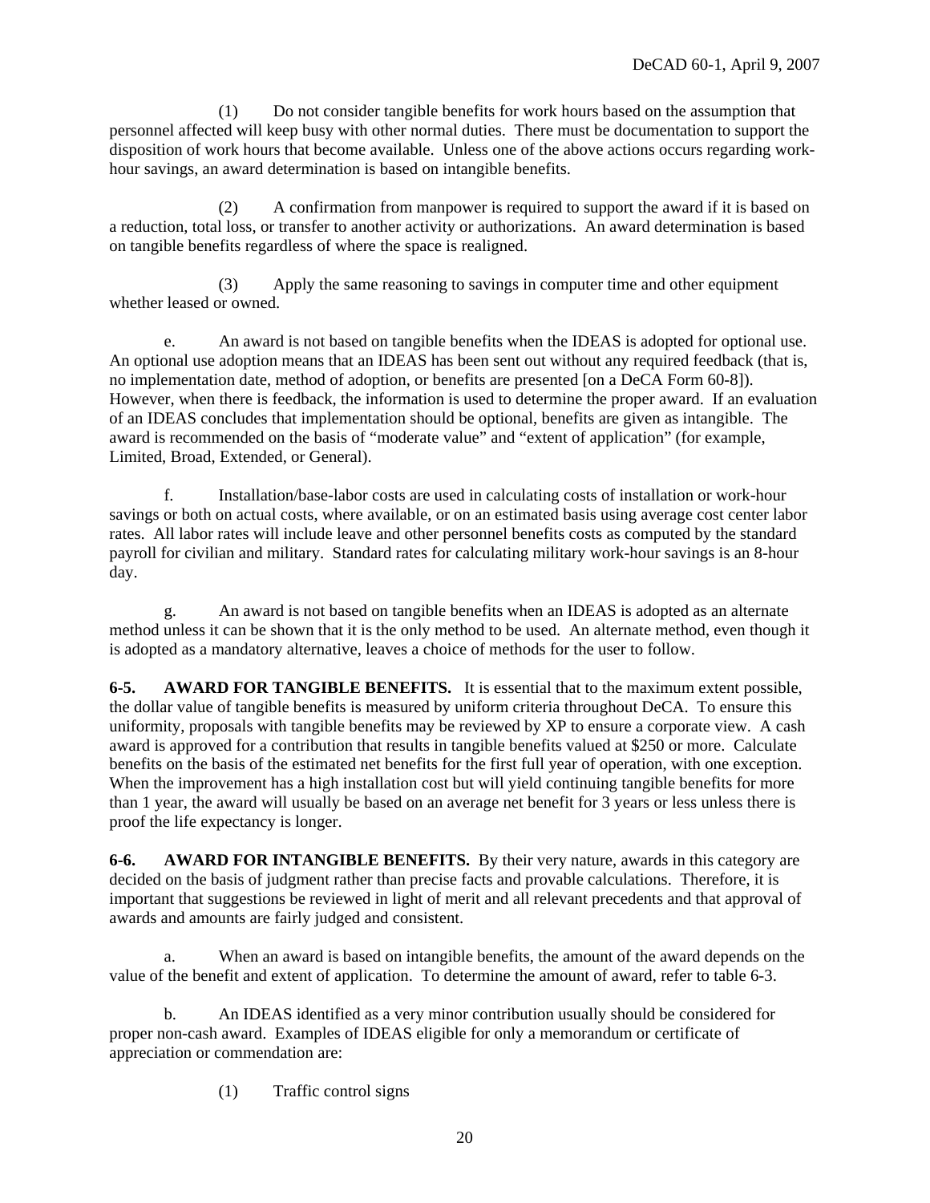(1) Do not consider tangible benefits for work hours based on the assumption that personnel affected will keep busy with other normal duties. There must be documentation to support the disposition of work hours that become available. Unless one of the above actions occurs regarding work-hour savings, an award determination is based on intangible benefits.

(2) A confirmation from manpower is required to support the award if it is based on a reduction, total loss, or transfer to another activity or authorizations. An award determination is based on tangible benefits regardless of where the space is realigned.

(3) Apply the same reasoning to savings in computer time and other equipment whether leased or owned.

e. An award is not based on tangible benefits when the IDEAS is adopted for optional use. An optional use adoption means that an IDEAS has been sent out without any required feedback (that is, no implementation date, method of adoption, or benefits are presented [on a DeCA Form 60-8]). However, when there is feedback, the information is used to determine the proper award. If an evaluation of an IDEAS concludes that implementation should be optional, benefits are given as intangible. The award is recommended on the basis of "moderate value" and "extent of application" (for example, Limited, Broad, Extended, or General).

f. Installation/base-labor costs are used in calculating costs of installation or work-hour savings or both on actual costs, where available, or on an estimated basis using average cost center labor rates. All labor rates will include leave and other personnel benefits costs as computed by the standard payroll for civilian and military. Standard rates for calculating military work-hour savings is an 8-hour day.

g. An award is not based on tangible benefits when an IDEAS is adopted as an alternate method unless it can be shown that it is the only method to be used. An alternate method, even though it is adopted as a mandatory alternative, leaves a choice of methods for the user to follow.

**6-5. AWARD FOR TANGIBLE BENEFITS.** It is essential that to the maximum extent possible, the dollar value of tangible benefits is measured by uniform criteria throughout DeCA. To ensure this uniformity, proposals with tangible benefits may be reviewed by XP to ensure a corporate view. A cash award is approved for a contribution that results in tangible benefits valued at $250 or more. Calculate benefits on the basis of the estimated net benefits for the first full year of operation, with one exception. When the improvement has a high installation cost but will yield continuing tangible benefits for more than 1 year, the award will usually be based on an average net benefit for 3 years or less unless there is proof the life expectancy is longer.

**6-6. AWARD FOR INTANGIBLE BENEFITS.** By their very nature, awards in this category are decided on the basis of judgment rather than precise facts and provable calculations. Therefore, it is important that suggestions be reviewed in light of merit and all relevant precedents and that approval of awards and amounts are fairly judged and consistent.

a. When an award is based on intangible benefits, the amount of the award depends on the value of the benefit and extent of application. To determine the amount of award, refer to table 6-3.

b. An IDEAS identified as a very minor contribution usually should be considered for proper non-cash award. Examples of IDEAS eligible for only a memorandum or certificate of appreciation or commendation are:

(1) Traffic control signs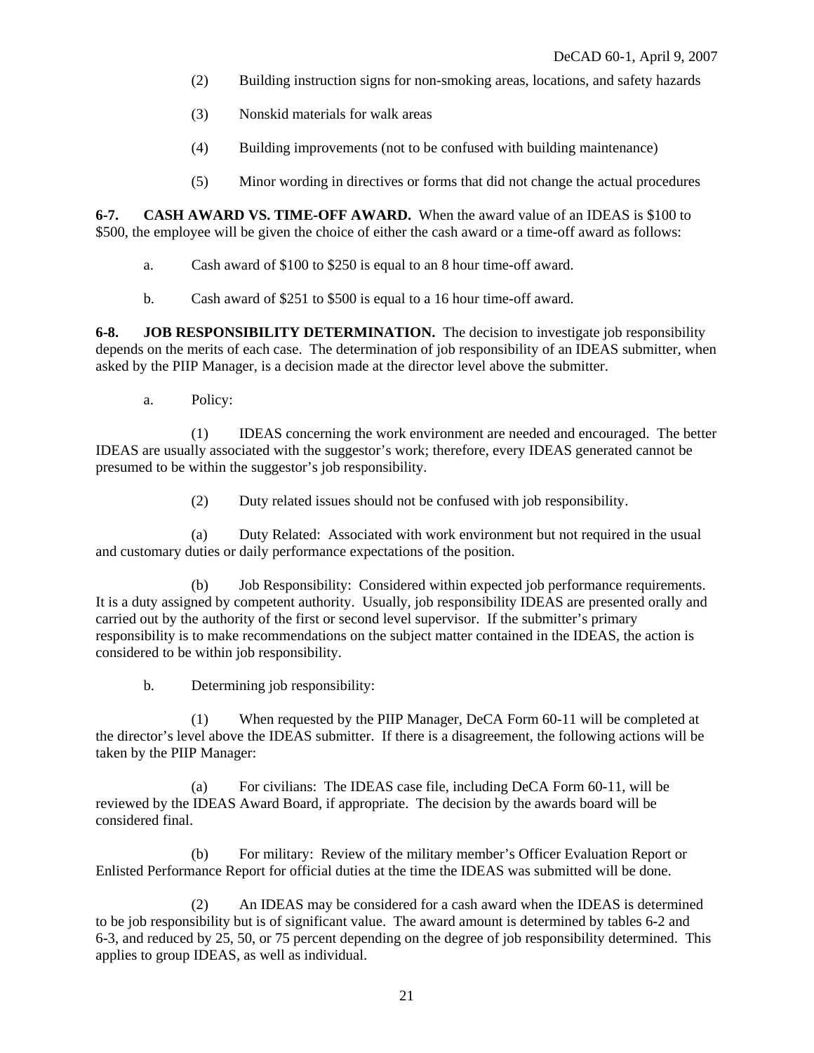(2) Building instruction signs for non-smoking areas, locations, and safety hazards

(3) Nonskid materials for walk areas

(4) Building improvements (not to be confused with building maintenance)

(5) Minor wording in directives or forms that did not change the actual procedures

**6-7. CASH AWARD VS. TIME-OFF AWARD.** When the award value of an IDEAS is $100 to $500, the employee will be given the choice of either the cash award or a time-off award as follows:

a. Cash award of $100 to $250 is equal to an 8 hour time-off award.

b. Cash award of $251 to $500 is equal to a 16 hour time-off award.

**6-8. JOB RESPONSIBILITY DETERMINATION.** The decision to investigate job responsibility depends on the merits of each case. The determination of job responsibility of an IDEAS submitter, when asked by the PIIP Manager, is a decision made at the director level above the submitter.

a. Policy:

(1) IDEAS concerning the work environment are needed and encouraged. The better IDEAS are usually associated with the suggestor's work; therefore, every IDEAS generated cannot be presumed to be within the suggestor's job responsibility.

(2) Duty related issues should not be confused with job responsibility.

(a) Duty Related: Associated with work environment but not required in the usual and customary duties or daily performance expectations of the position.

(b) Job Responsibility: Considered within expected job performance requirements. It is a duty assigned by competent authority. Usually, job responsibility IDEAS are presented orally and carried out by the authority of the first or second level supervisor. If the submitter's primary responsibility is to make recommendations on the subject matter contained in the IDEAS, the action is considered to be within job responsibility.

b. Determining job responsibility:

(1) When requested by the PIIP Manager, DeCA Form 60-11 will be completed at the director's level above the IDEAS submitter. If there is a disagreement, the following actions will be taken by the PIIP Manager:

(a) For civilians: The IDEAS case file, including DeCA Form 60-11, will be reviewed by the IDEAS Award Board, if appropriate. The decision by the awards board will be considered final.

(b) For military: Review of the military member's Officer Evaluation Report or Enlisted Performance Report for official duties at the time the IDEAS was submitted will be done.

(2) An IDEAS may be considered for a cash award when the IDEAS is determined to be job responsibility but is of significant value. The award amount is determined by tables 6-2 and 6-3, and reduced by 25, 50, or 75 percent depending on the degree of job responsibility determined. This applies to group IDEAS, as well as individual.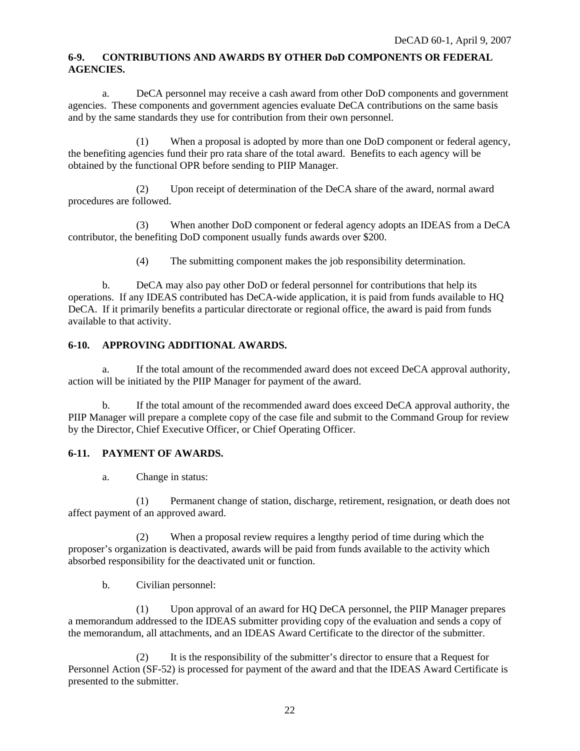**6-9. CONTRIBUTIONS AND AWARDS BY OTHER DoD COMPONENTS OR FEDERAL AGENCIES.**

a. DeCA personnel may receive a cash award from other DoD components and government agencies. These components and government agencies evaluate DeCA contributions on the same basis and by the same standards they use for contribution from their own personnel.

(1) When a proposal is adopted by more than one DoD component or federal agency, the benefiting agencies fund their pro rata share of the total award. Benefits to each agency will be obtained by the functional OPR before sending to PIIP Manager.

(2) Upon receipt of determination of the DeCA share of the award, normal award procedures are followed.

(3) When another DoD component or federal agency adopts an IDEAS from a DeCA contributor, the benefiting DoD component usually funds awards over $200.

(4) The submitting component makes the job responsibility determination.

b. DeCA may also pay other DoD or federal personnel for contributions that help its operations. If any IDEAS contributed has DeCA-wide application, it is paid from funds available to HQ DeCA. If it primarily benefits a particular directorate or regional office, the award is paid from funds available to that activity.

**6-10. APPROVING ADDITIONAL AWARDS.**

a. If the total amount of the recommended award does not exceed DeCA approval authority, action will be initiated by the PIIP Manager for payment of the award.

b. If the total amount of the recommended award does exceed DeCA approval authority, the PIIP Manager will prepare a complete copy of the case file and submit to the Command Group for review by the Director, Chief Executive Officer, or Chief Operating Officer.

**6-11. PAYMENT OF AWARDS.**

a. Change in status:

(1) Permanent change of station, discharge, retirement, resignation, or death does not affect payment of an approved award.

(2) When a proposal review requires a lengthy period of time during which the proposer's organization is deactivated, awards will be paid from funds available to the activity which absorbed responsibility for the deactivated unit or function.

b. Civilian personnel:

(1) Upon approval of an award for HQ DeCA personnel, the PIIP Manager prepares a memorandum addressed to the IDEAS submitter providing copy of the evaluation and sends a copy of the memorandum, all attachments, and an IDEAS Award Certificate to the director of the submitter.

(2) It is the responsibility of the submitter's director to ensure that a Request for Personnel Action (SF-52) is processed for payment of the award and that the IDEAS Award Certificate is presented to the submitter.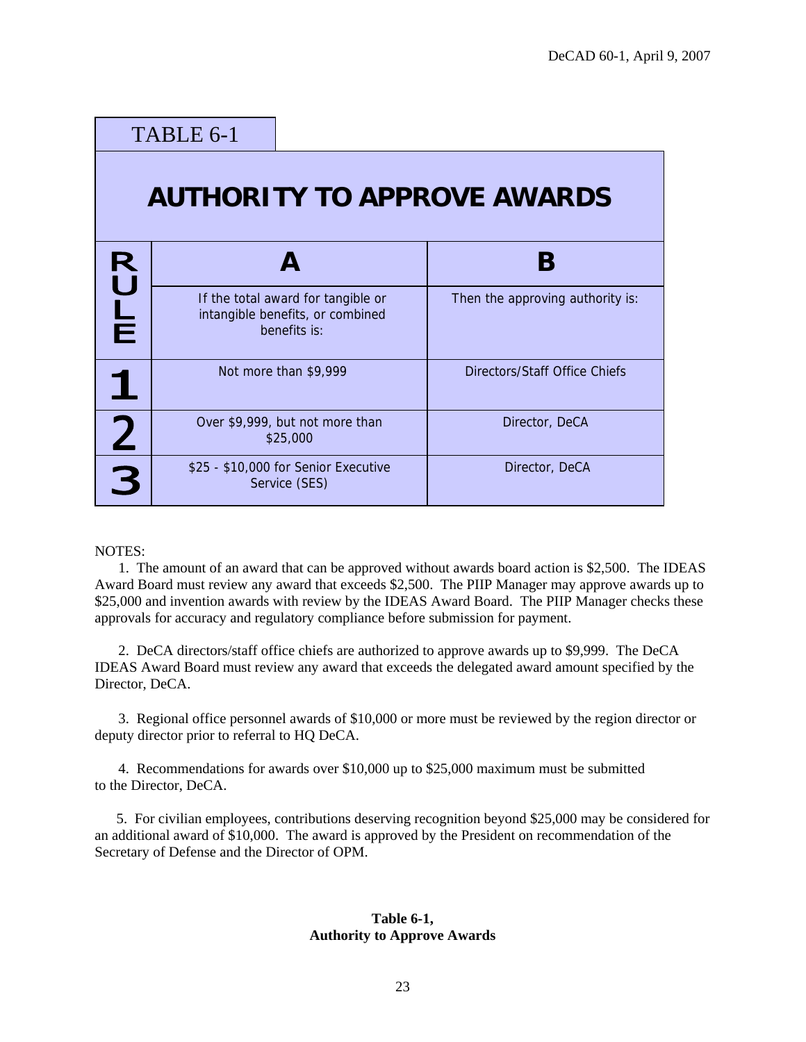TABLE 6-1

## AUTHORITY TO APPROVE AWARDS

| RULE | A | B |
|---|---|---|
| | If the total award for tangible or intangible benefits, or combined benefits is: | Then the approving authority is: |
| 1 | Not more than $9,999 | Directors/Staff Office Chiefs |
| 2 | Over $9,999, but not more than $25,000 | Director, DeCA |
| 3 | $25 - $10,000 for Senior Executive Service (SES) | Director, DeCA |

NOTES:

1. The amount of an award that can be approved without awards board action is $2,500. The IDEAS Award Board must review any award that exceeds $2,500. The PIIP Manager may approve awards up to $25,000 and invention awards with review by the IDEAS Award Board. The PIIP Manager checks these approvals for accuracy and regulatory compliance before submission for payment.

2. DeCA directors/staff office chiefs are authorized to approve awards up to $9,999. The DeCA IDEAS Award Board must review any award that exceeds the delegated award amount specified by the Director, DeCA.

3. Regional office personnel awards of $10,000 or more must be reviewed by the region director or deputy director prior to referral to HQ DeCA.

4. Recommendations for awards over $10,000 up to $25,000 maximum must be submitted to the Director, DeCA.

5. For civilian employees, contributions deserving recognition beyond $25,000 may be considered for an additional award of $10,000. The award is approved by the President on recommendation of the Secretary of Defense and the Director of OPM.

**Table 6-1,**
**Authority to Approve Awards**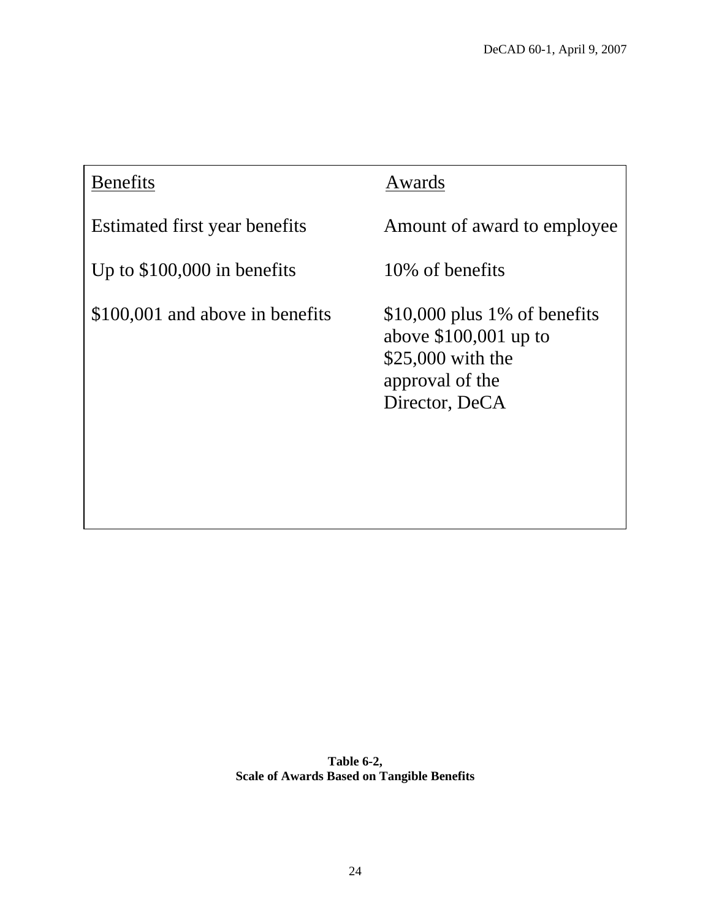| Benefits | Awards |
|---|---|
| Estimated first year benefits | Amount of award to employee |
| Up to $100,000 in benefits | 10% of benefits |
| $100,001 and above in benefits | $10,000 plus 1% of benefits above $100,001 up to $25,000 with the approval of the Director, DeCA |

**Table 6-2,**
**Scale of Awards Based on Tangible Benefits**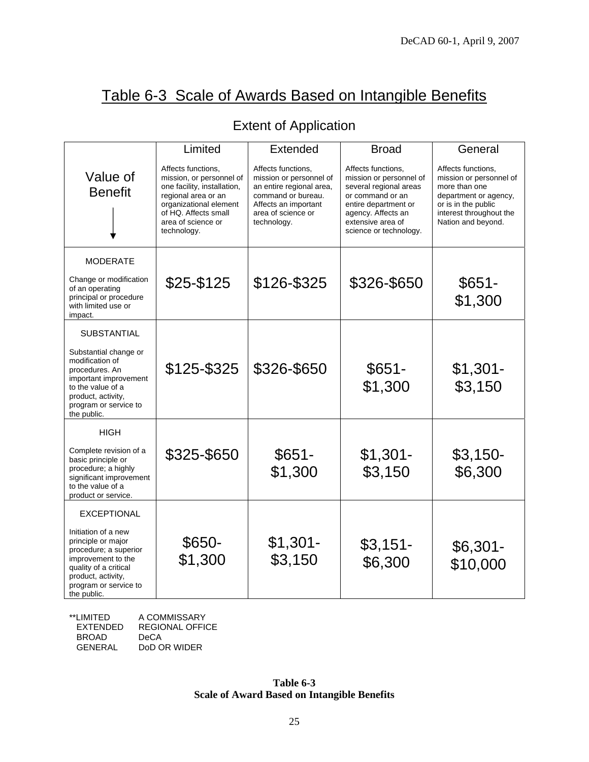# Table 6-3 Scale of Awards Based on Intangible Benefits

## Extent of Application

| Value of Benefit ↓ | Limited<br>Affects functions, mission, or personnel of one facility, installation, regional area or an organizational element of HQ. Affects small area of science or technology. | Extended<br>Affects functions, mission or personnel of an entire regional area, command or bureau. Affects an important area of science or technology. | Broad<br>Affects functions, mission or personnel of several regional areas or command or an entire department or agency. Affects an extensive area of science or technology. | General<br>Affects functions, mission or personnel of more than one department or agency, or is in the public interest throughout the Nation and beyond. |
|---|---|---|---|---|
| MODERATE<br>Change or modification of an operating principal or procedure with limited use or impact. | $25-$125 | $126-$325 | $326-$650 | $651-$1,300 |
| SUBSTANTIAL<br>Substantial change or modification of procedures. An important improvement to the value of a product, activity, program or service to the public. | $125-$325 | $326-$650 | $651-$1,300 | $1,301-$3,150 |
| HIGH<br>Complete revision of a basic principle or procedure; a highly significant improvement to the value of a product or service. | $325-$650 | $651-$1,300 | $1,301-$3,150 | $3,150-$6,300 |
| EXCEPTIONAL<br>Initiation of a new principle or major procedure; a superior improvement to the quality of a critical product, activity, program or service to the public. | $650-$1,300 | $1,301-$3,150 | $3,151-$6,300 | $6,301-$10,000 |

**LIMITED A COMMISSARY
EXTENDED REGIONAL OFFICE
BROAD DeCA
GENERAL DoD OR WIDER

**Table 6-3**
**Scale of Award Based on Intangible Benefits**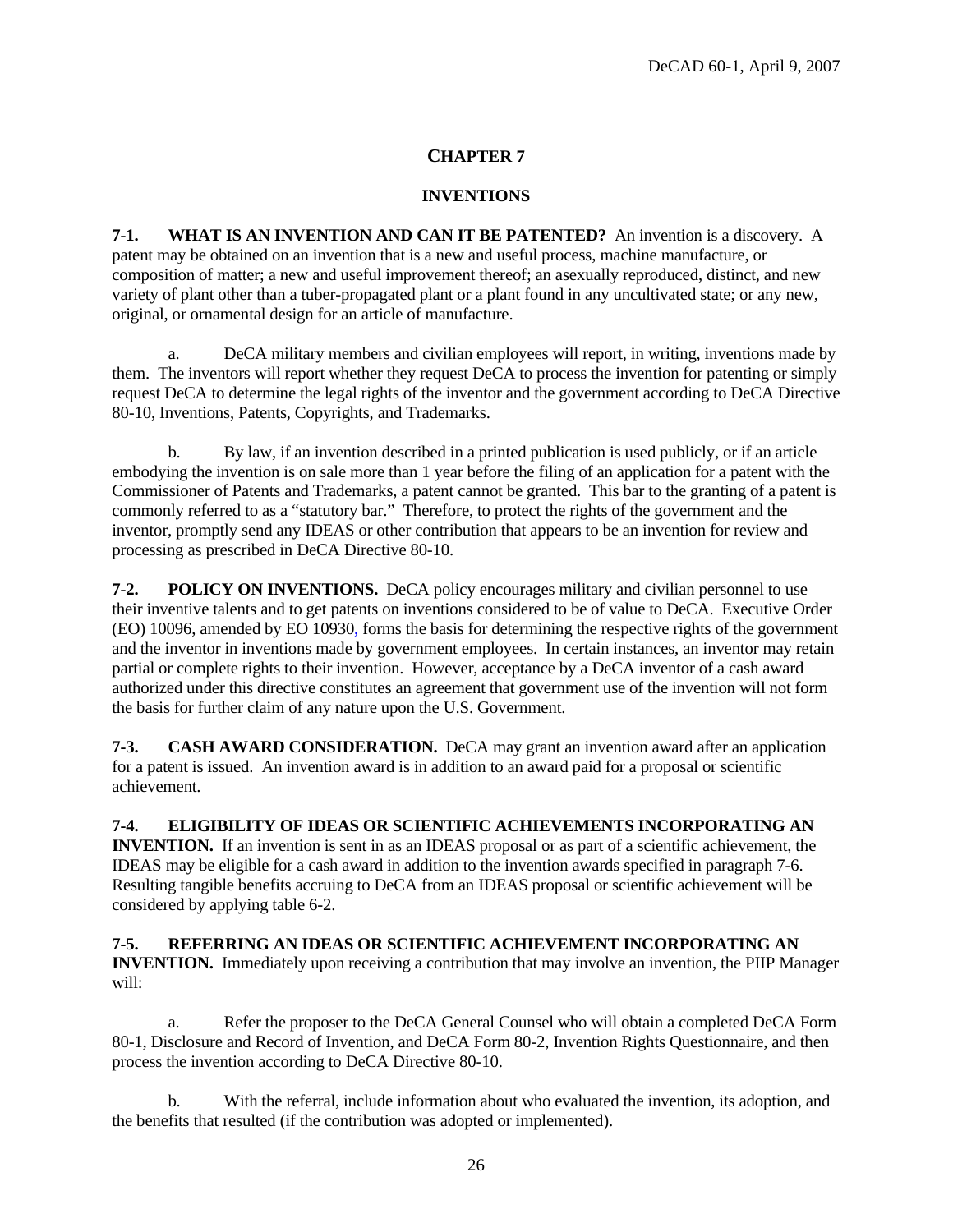## CHAPTER 7

## INVENTIONS

**7-1. WHAT IS AN INVENTION AND CAN IT BE PATENTED?** An invention is a discovery. A patent may be obtained on an invention that is a new and useful process, machine manufacture, or composition of matter; a new and useful improvement thereof; an asexually reproduced, distinct, and new variety of plant other than a tuber-propagated plant or a plant found in any uncultivated state; or any new, original, or ornamental design for an article of manufacture.

a. DeCA military members and civilian employees will report, in writing, inventions made by them. The inventors will report whether they request DeCA to process the invention for patenting or simply request DeCA to determine the legal rights of the inventor and the government according to DeCA Directive 80-10, Inventions, Patents, Copyrights, and Trademarks.

b. By law, if an invention described in a printed publication is used publicly, or if an article embodying the invention is on sale more than 1 year before the filing of an application for a patent with the Commissioner of Patents and Trademarks, a patent cannot be granted. This bar to the granting of a patent is commonly referred to as a "statutory bar." Therefore, to protect the rights of the government and the inventor, promptly send any IDEAS or other contribution that appears to be an invention for review and processing as prescribed in DeCA Directive 80-10.

**7-2. POLICY ON INVENTIONS.** DeCA policy encourages military and civilian personnel to use their inventive talents and to get patents on inventions considered to be of value to DeCA. Executive Order (EO) 10096, amended by EO 10930, forms the basis for determining the respective rights of the government and the inventor in inventions made by government employees. In certain instances, an inventor may retain partial or complete rights to their invention. However, acceptance by a DeCA inventor of a cash award authorized under this directive constitutes an agreement that government use of the invention will not form the basis for further claim of any nature upon the U.S. Government.

**7-3. CASH AWARD CONSIDERATION.** DeCA may grant an invention award after an application for a patent is issued. An invention award is in addition to an award paid for a proposal or scientific achievement.

**7-4. ELIGIBILITY OF IDEAS OR SCIENTIFIC ACHIEVEMENTS INCORPORATING AN INVENTION.** If an invention is sent in as an IDEAS proposal or as part of a scientific achievement, the IDEAS may be eligible for a cash award in addition to the invention awards specified in paragraph 7-6. Resulting tangible benefits accruing to DeCA from an IDEAS proposal or scientific achievement will be considered by applying table 6-2.

**7-5. REFERRING AN IDEAS OR SCIENTIFIC ACHIEVEMENT INCORPORATING AN INVENTION.** Immediately upon receiving a contribution that may involve an invention, the PIIP Manager will:

a. Refer the proposer to the DeCA General Counsel who will obtain a completed DeCA Form 80-1, Disclosure and Record of Invention, and DeCA Form 80-2, Invention Rights Questionnaire, and then process the invention according to DeCA Directive 80-10.

b. With the referral, include information about who evaluated the invention, its adoption, and the benefits that resulted (if the contribution was adopted or implemented).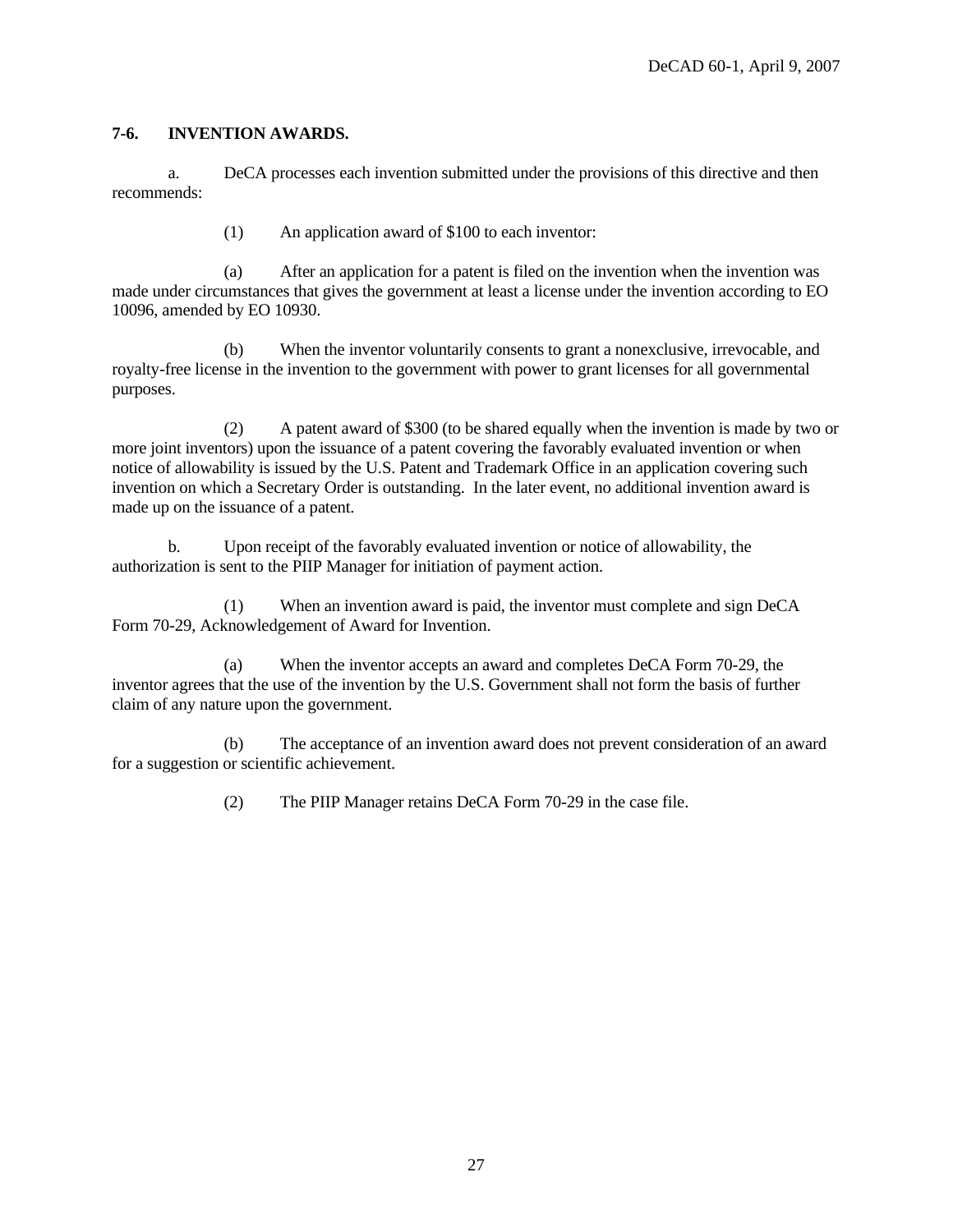## 7-6. INVENTION AWARDS.

a. DeCA processes each invention submitted under the provisions of this directive and then recommends:

(1) An application award of $100 to each inventor:

(a) After an application for a patent is filed on the invention when the invention was made under circumstances that gives the government at least a license under the invention according to EO 10096, amended by EO 10930.

(b) When the inventor voluntarily consents to grant a nonexclusive, irrevocable, and royalty-free license in the invention to the government with power to grant licenses for all governmental purposes.

(2) A patent award of $300 (to be shared equally when the invention is made by two or more joint inventors) upon the issuance of a patent covering the favorably evaluated invention or when notice of allowability is issued by the U.S. Patent and Trademark Office in an application covering such invention on which a Secretary Order is outstanding. In the later event, no additional invention award is made up on the issuance of a patent.

b. Upon receipt of the favorably evaluated invention or notice of allowability, the authorization is sent to the PIIP Manager for initiation of payment action.

(1) When an invention award is paid, the inventor must complete and sign DeCA Form 70-29, Acknowledgement of Award for Invention.

(a) When the inventor accepts an award and completes DeCA Form 70-29, the inventor agrees that the use of the invention by the U.S. Government shall not form the basis of further claim of any nature upon the government.

(b) The acceptance of an invention award does not prevent consideration of an award for a suggestion or scientific achievement.

(2) The PIIP Manager retains DeCA Form 70-29 in the case file.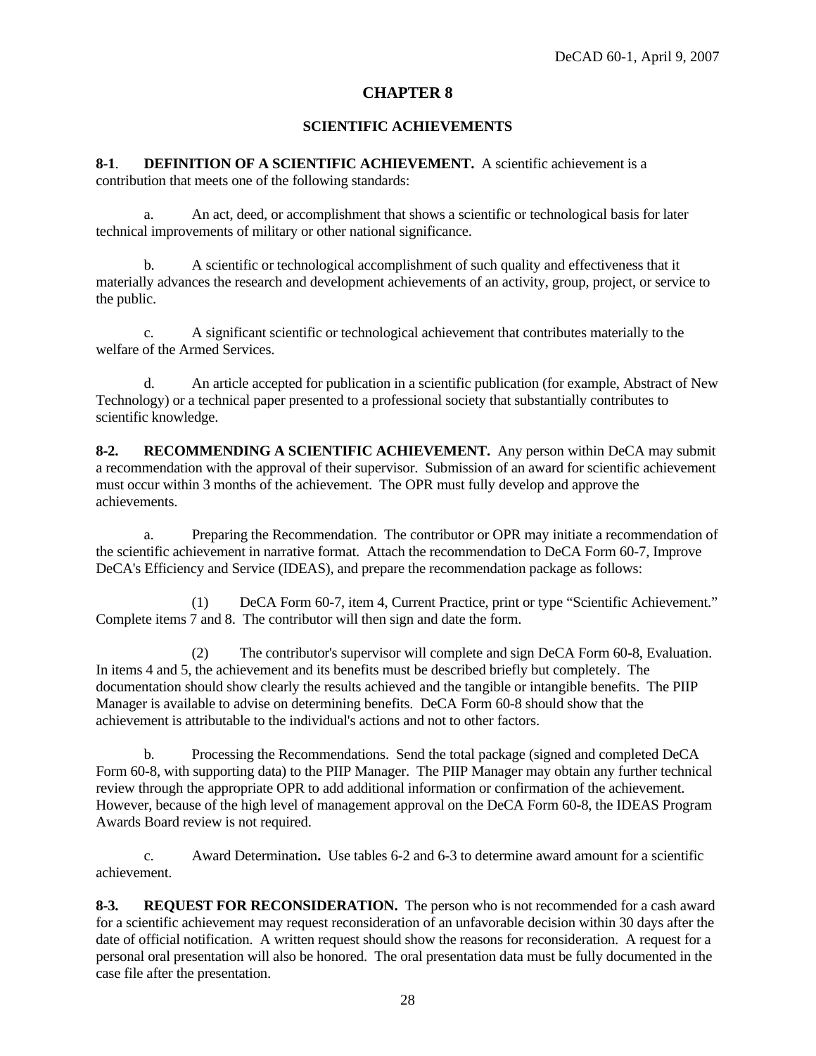# CHAPTER 8

## SCIENTIFIC ACHIEVEMENTS

**8-1**. **DEFINITION OF A SCIENTIFIC ACHIEVEMENT.** A scientific achievement is a contribution that meets one of the following standards:

a. An act, deed, or accomplishment that shows a scientific or technological basis for later technical improvements of military or other national significance.

b. A scientific or technological accomplishment of such quality and effectiveness that it materially advances the research and development achievements of an activity, group, project, or service to the public.

c. A significant scientific or technological achievement that contributes materially to the welfare of the Armed Services.

d. An article accepted for publication in a scientific publication (for example, Abstract of New Technology) or a technical paper presented to a professional society that substantially contributes to scientific knowledge.

**8-2. RECOMMENDING A SCIENTIFIC ACHIEVEMENT.** Any person within DeCA may submit a recommendation with the approval of their supervisor. Submission of an award for scientific achievement must occur within 3 months of the achievement. The OPR must fully develop and approve the achievements.

a. Preparing the Recommendation. The contributor or OPR may initiate a recommendation of the scientific achievement in narrative format. Attach the recommendation to DeCA Form 60-7, Improve DeCA's Efficiency and Service (IDEAS), and prepare the recommendation package as follows:

(1) DeCA Form 60-7, item 4, Current Practice, print or type "Scientific Achievement." Complete items 7 and 8. The contributor will then sign and date the form.

(2) The contributor's supervisor will complete and sign DeCA Form 60-8, Evaluation. In items 4 and 5, the achievement and its benefits must be described briefly but completely. The documentation should show clearly the results achieved and the tangible or intangible benefits. The PIIP Manager is available to advise on determining benefits. DeCA Form 60-8 should show that the achievement is attributable to the individual's actions and not to other factors.

b. Processing the Recommendations. Send the total package (signed and completed DeCA Form 60-8, with supporting data) to the PIIP Manager. The PIIP Manager may obtain any further technical review through the appropriate OPR to add additional information or confirmation of the achievement. However, because of the high level of management approval on the DeCA Form 60-8, the IDEAS Program Awards Board review is not required.

c. Award Determination**.** Use tables 6-2 and 6-3 to determine award amount for a scientific achievement.

**8-3. REQUEST FOR RECONSIDERATION.** The person who is not recommended for a cash award for a scientific achievement may request reconsideration of an unfavorable decision within 30 days after the date of official notification. A written request should show the reasons for reconsideration. A request for a personal oral presentation will also be honored. The oral presentation data must be fully documented in the case file after the presentation.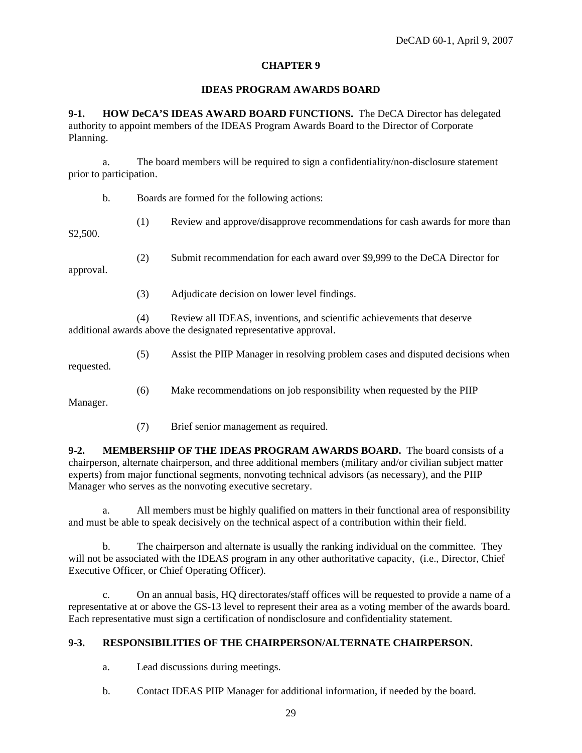# CHAPTER 9

## IDEAS PROGRAM AWARDS BOARD

**9-1. HOW DeCA'S IDEAS AWARD BOARD FUNCTIONS.** The DeCA Director has delegated authority to appoint members of the IDEAS Program Awards Board to the Director of Corporate Planning.

a. The board members will be required to sign a confidentiality/non-disclosure statement prior to participation.

b. Boards are formed for the following actions:

(1) Review and approve/disapprove recommendations for cash awards for more than $2,500.

(2) Submit recommendation for each award over $9,999 to the DeCA Director for approval.

(3) Adjudicate decision on lower level findings.

(4) Review all IDEAS, inventions, and scientific achievements that deserve additional awards above the designated representative approval.

(5) Assist the PIIP Manager in resolving problem cases and disputed decisions when requested.

(6) Make recommendations on job responsibility when requested by the PIIP Manager.

(7) Brief senior management as required.

**9-2. MEMBERSHIP OF THE IDEAS PROGRAM AWARDS BOARD.** The board consists of a chairperson, alternate chairperson, and three additional members (military and/or civilian subject matter experts) from major functional segments, nonvoting technical advisors (as necessary), and the PIIP Manager who serves as the nonvoting executive secretary.

a. All members must be highly qualified on matters in their functional area of responsibility and must be able to speak decisively on the technical aspect of a contribution within their field.

b. The chairperson and alternate is usually the ranking individual on the committee. They will not be associated with the IDEAS program in any other authoritative capacity, (i.e., Director, Chief Executive Officer, or Chief Operating Officer).

c. On an annual basis, HQ directorates/staff offices will be requested to provide a name of a representative at or above the GS-13 level to represent their area as a voting member of the awards board. Each representative must sign a certification of nondisclosure and confidentiality statement.

**9-3. RESPONSIBILITIES OF THE CHAIRPERSON/ALTERNATE CHAIRPERSON.**

a. Lead discussions during meetings.

b. Contact IDEAS PIIP Manager for additional information, if needed by the board.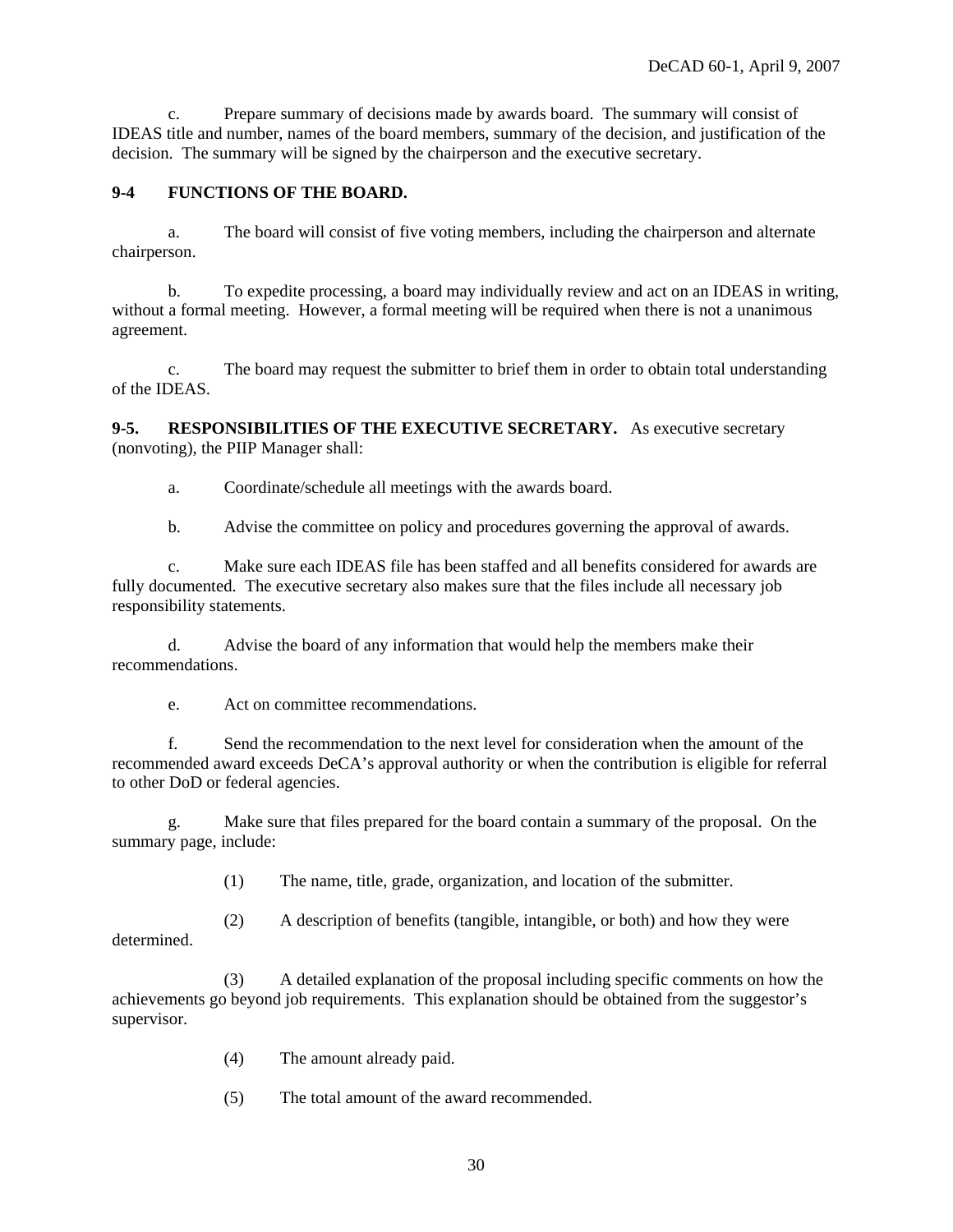c. Prepare summary of decisions made by awards board. The summary will consist of IDEAS title and number, names of the board members, summary of the decision, and justification of the decision. The summary will be signed by the chairperson and the executive secretary.

**9-4 FUNCTIONS OF THE BOARD.**

a. The board will consist of five voting members, including the chairperson and alternate chairperson.

b. To expedite processing, a board may individually review and act on an IDEAS in writing, without a formal meeting. However, a formal meeting will be required when there is not a unanimous agreement.

c. The board may request the submitter to brief them in order to obtain total understanding of the IDEAS.

**9-5. RESPONSIBILITIES OF THE EXECUTIVE SECRETARY.** As executive secretary (nonvoting), the PIIP Manager shall:

a. Coordinate/schedule all meetings with the awards board.

b. Advise the committee on policy and procedures governing the approval of awards.

c. Make sure each IDEAS file has been staffed and all benefits considered for awards are fully documented. The executive secretary also makes sure that the files include all necessary job responsibility statements.

d. Advise the board of any information that would help the members make their recommendations.

e. Act on committee recommendations.

f. Send the recommendation to the next level for consideration when the amount of the recommended award exceeds DeCA's approval authority or when the contribution is eligible for referral to other DoD or federal agencies.

g. Make sure that files prepared for the board contain a summary of the proposal. On the summary page, include:

(1) The name, title, grade, organization, and location of the submitter.

(2) A description of benefits (tangible, intangible, or both) and how they were determined.

(3) A detailed explanation of the proposal including specific comments on how the achievements go beyond job requirements. This explanation should be obtained from the suggestor's supervisor.

(4) The amount already paid.

(5) The total amount of the award recommended.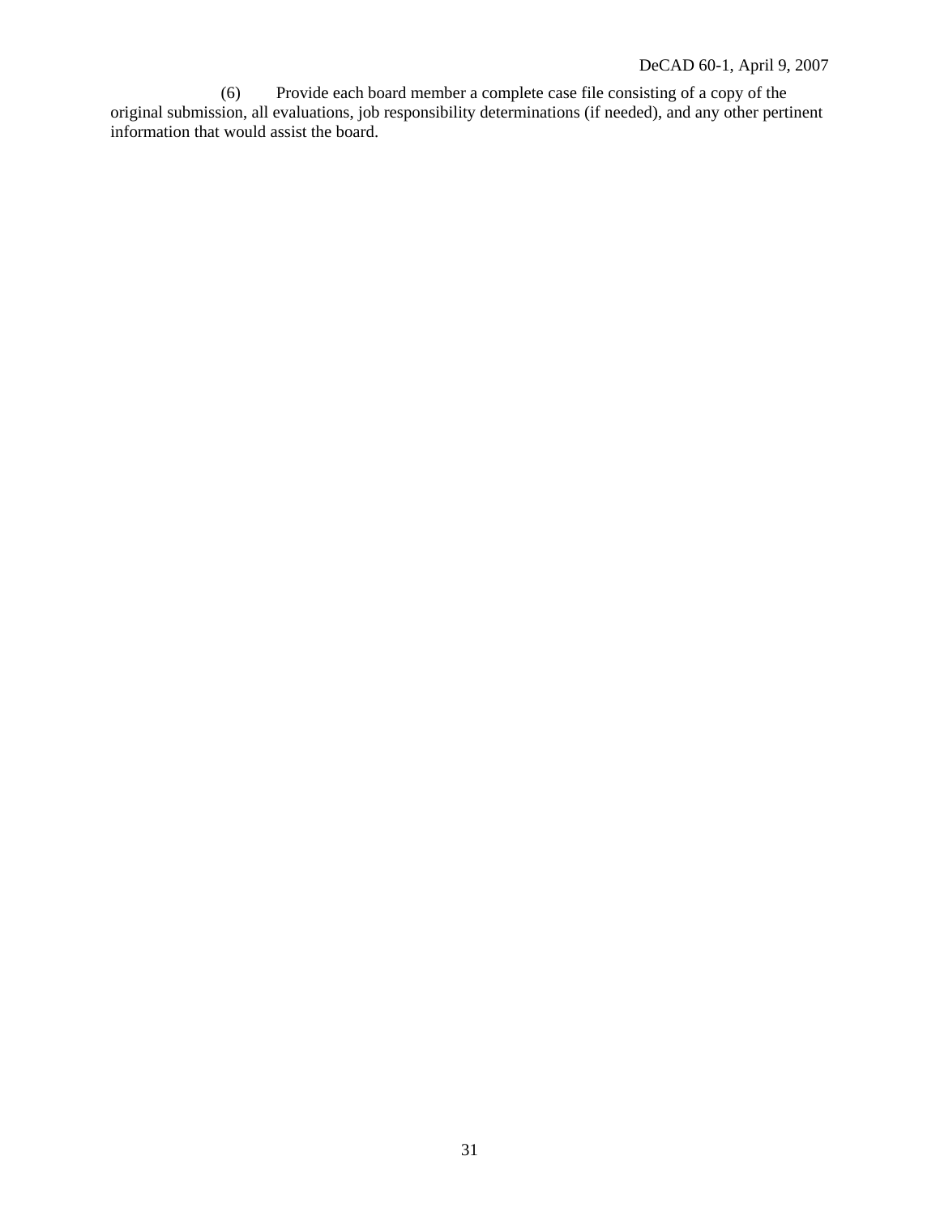(6) Provide each board member a complete case file consisting of a copy of the original submission, all evaluations, job responsibility determinations (if needed), and any other pertinent information that would assist the board.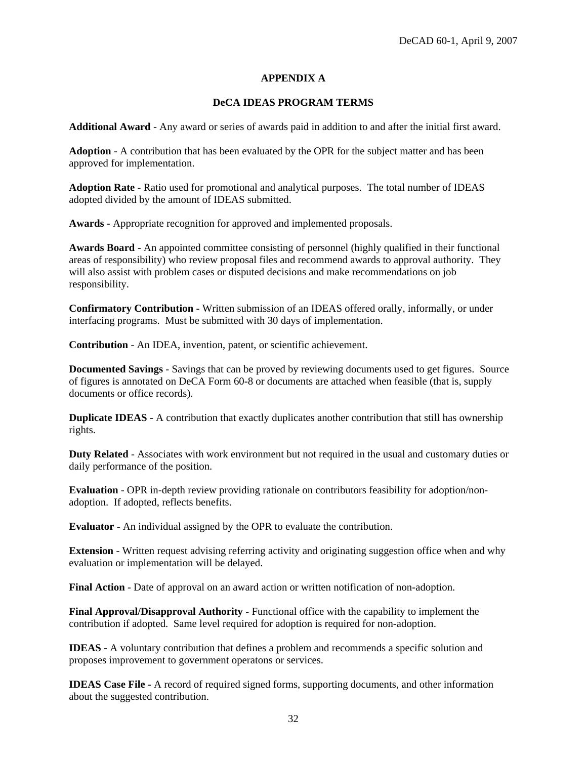## APPENDIX A

### DeCA IDEAS PROGRAM TERMS

**Additional Award** - Any award or series of awards paid in addition to and after the initial first award.

**Adoption** - A contribution that has been evaluated by the OPR for the subject matter and has been approved for implementation.

**Adoption Rate** - Ratio used for promotional and analytical purposes. The total number of IDEAS adopted divided by the amount of IDEAS submitted.

**Awards** - Appropriate recognition for approved and implemented proposals.

**Awards Board** - An appointed committee consisting of personnel (highly qualified in their functional areas of responsibility) who review proposal files and recommend awards to approval authority. They will also assist with problem cases or disputed decisions and make recommendations on job responsibility.

**Confirmatory Contribution** - Written submission of an IDEAS offered orally, informally, or under interfacing programs. Must be submitted with 30 days of implementation.

**Contribution** - An IDEA, invention, patent, or scientific achievement.

**Documented Savings** - Savings that can be proved by reviewing documents used to get figures. Source of figures is annotated on DeCA Form 60-8 or documents are attached when feasible (that is, supply documents or office records).

**Duplicate IDEAS** - A contribution that exactly duplicates another contribution that still has ownership rights.

**Duty Related** - Associates with work environment but not required in the usual and customary duties or daily performance of the position.

**Evaluation** - OPR in-depth review providing rationale on contributors feasibility for adoption/non-adoption. If adopted, reflects benefits.

**Evaluator** - An individual assigned by the OPR to evaluate the contribution.

**Extension** - Written request advising referring activity and originating suggestion office when and why evaluation or implementation will be delayed.

**Final Action** - Date of approval on an award action or written notification of non-adoption.

**Final Approval/Disapproval Authority** - Functional office with the capability to implement the contribution if adopted. Same level required for adoption is required for non-adoption.

**IDEAS** - A voluntary contribution that defines a problem and recommends a specific solution and proposes improvement to government operatons or services.

**IDEAS Case File** - A record of required signed forms, supporting documents, and other information about the suggested contribution.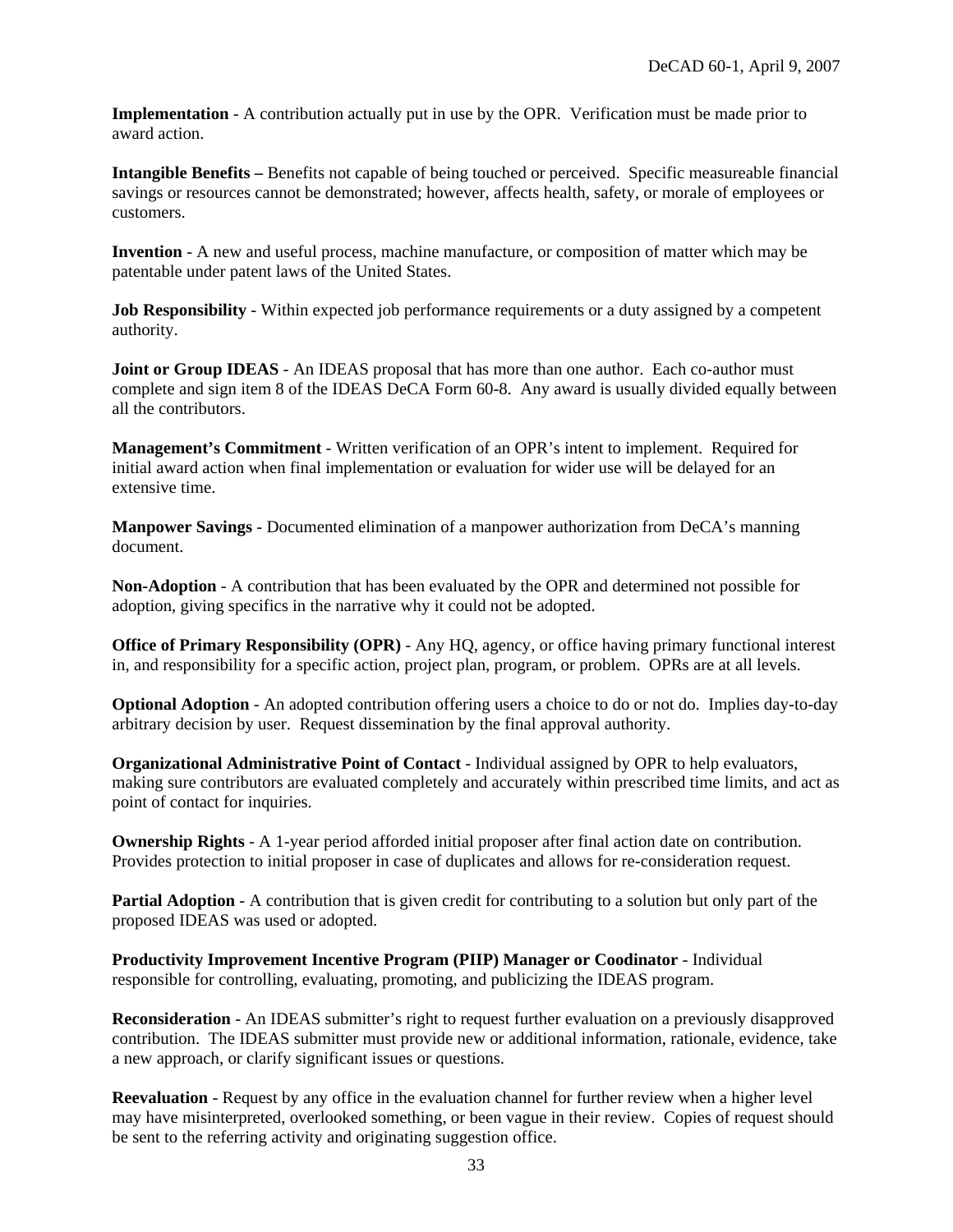**Implementation** - A contribution actually put in use by the OPR. Verification must be made prior to award action.

**Intangible Benefits –** Benefits not capable of being touched or perceived. Specific measureable financial savings or resources cannot be demonstrated; however, affects health, safety, or morale of employees or customers.

**Invention** - A new and useful process, machine manufacture, or composition of matter which may be patentable under patent laws of the United States.

**Job Responsibility** - Within expected job performance requirements or a duty assigned by a competent authority.

**Joint or Group IDEAS** - An IDEAS proposal that has more than one author. Each co-author must complete and sign item 8 of the IDEAS DeCA Form 60-8. Any award is usually divided equally between all the contributors.

**Management's Commitment** - Written verification of an OPR's intent to implement. Required for initial award action when final implementation or evaluation for wider use will be delayed for an extensive time.

**Manpower Savings** - Documented elimination of a manpower authorization from DeCA's manning document.

**Non-Adoption** - A contribution that has been evaluated by the OPR and determined not possible for adoption, giving specifics in the narrative why it could not be adopted.

**Office of Primary Responsibility (OPR)** - Any HQ, agency, or office having primary functional interest in, and responsibility for a specific action, project plan, program, or problem. OPRs are at all levels.

**Optional Adoption** - An adopted contribution offering users a choice to do or not do. Implies day-to-day arbitrary decision by user. Request dissemination by the final approval authority.

**Organizational Administrative Point of Contact** - Individual assigned by OPR to help evaluators, making sure contributors are evaluated completely and accurately within prescribed time limits, and act as point of contact for inquiries.

**Ownership Rights** - A 1-year period afforded initial proposer after final action date on contribution. Provides protection to initial proposer in case of duplicates and allows for re-consideration request.

**Partial Adoption** - A contribution that is given credit for contributing to a solution but only part of the proposed IDEAS was used or adopted.

**Productivity Improvement Incentive Program (PIIP) Manager or Coodinator** - Individual responsible for controlling, evaluating, promoting, and publicizing the IDEAS program.

**Reconsideration** - An IDEAS submitter's right to request further evaluation on a previously disapproved contribution. The IDEAS submitter must provide new or additional information, rationale, evidence, take a new approach, or clarify significant issues or questions.

**Reevaluation** - Request by any office in the evaluation channel for further review when a higher level may have misinterpreted, overlooked something, or been vague in their review. Copies of request should be sent to the referring activity and originating suggestion office.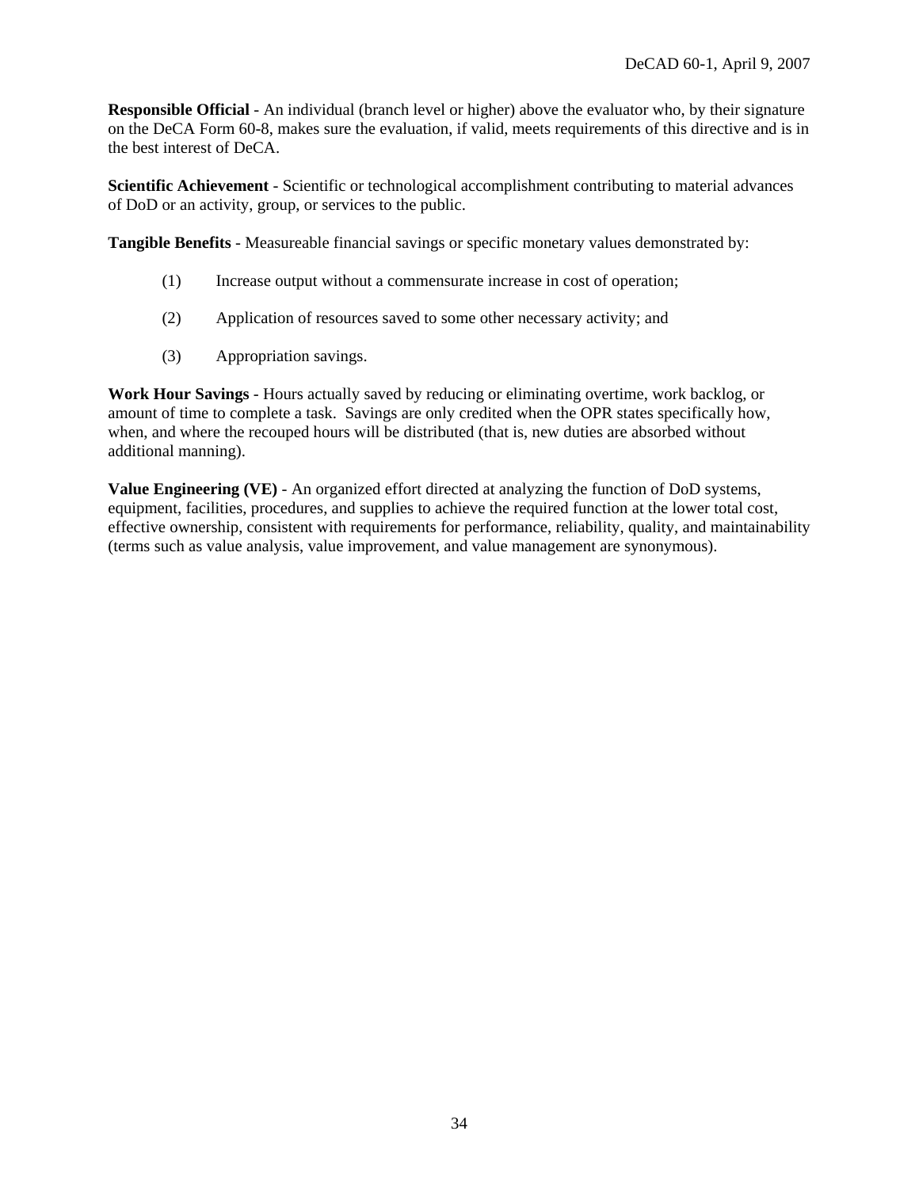**Responsible Official** - An individual (branch level or higher) above the evaluator who, by their signature on the DeCA Form 60-8, makes sure the evaluation, if valid, meets requirements of this directive and is in the best interest of DeCA.

**Scientific Achievement** - Scientific or technological accomplishment contributing to material advances of DoD or an activity, group, or services to the public.

**Tangible Benefits** - Measureable financial savings or specific monetary values demonstrated by:

(1) Increase output without a commensurate increase in cost of operation;

(2) Application of resources saved to some other necessary activity; and

(3) Appropriation savings.

**Work Hour Savings** - Hours actually saved by reducing or eliminating overtime, work backlog, or amount of time to complete a task. Savings are only credited when the OPR states specifically how, when, and where the recouped hours will be distributed (that is, new duties are absorbed without additional manning).

**Value Engineering (VE)** - An organized effort directed at analyzing the function of DoD systems, equipment, facilities, procedures, and supplies to achieve the required function at the lower total cost, effective ownership, consistent with requirements for performance, reliability, quality, and maintainability (terms such as value analysis, value improvement, and value management are synonymous).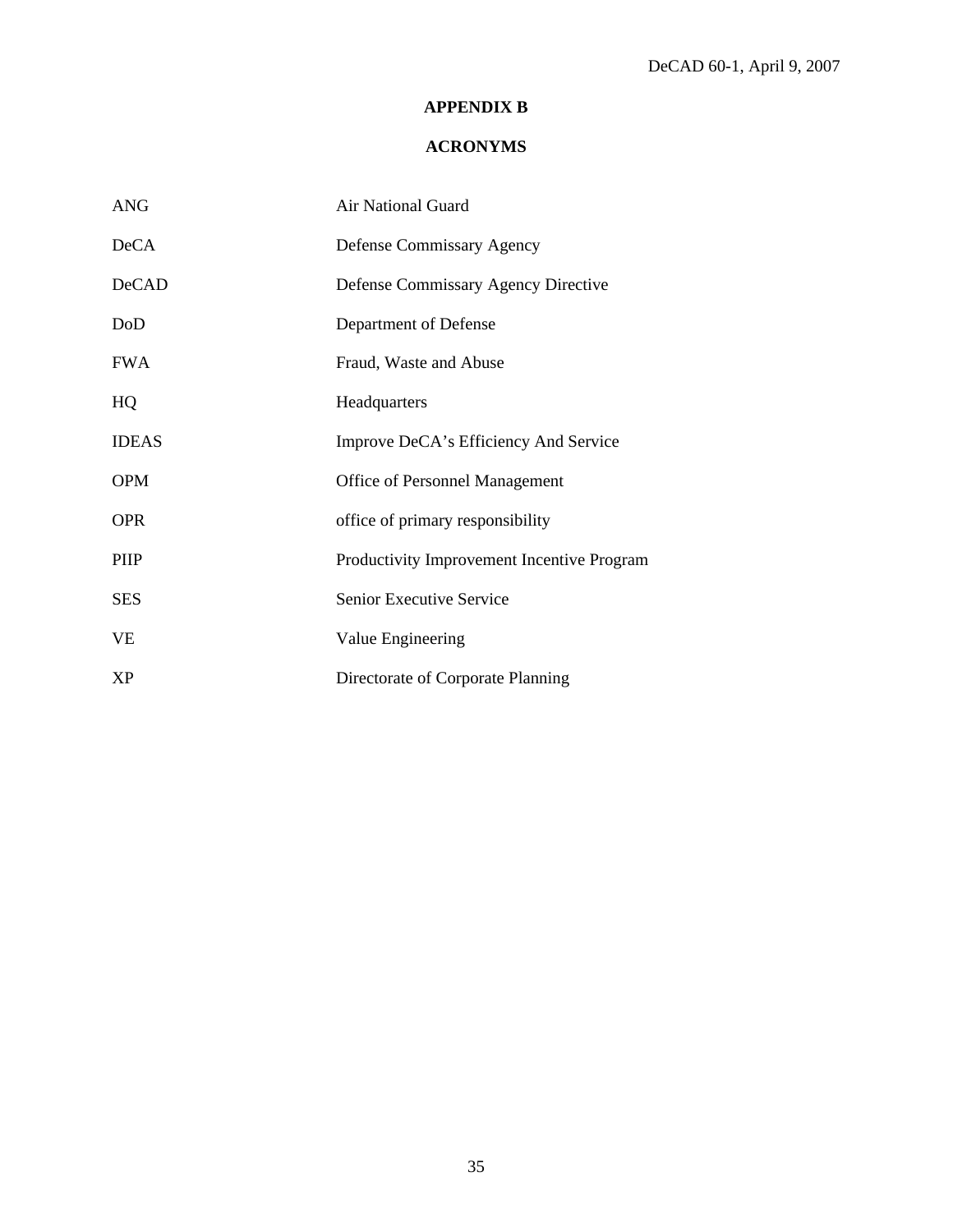# APPENDIX B

## ACRONYMS

| | |
|---|---|
| ANG | Air National Guard |
| DeCA | Defense Commissary Agency |
| DeCAD | Defense Commissary Agency Directive |
| DoD | Department of Defense |
| FWA | Fraud, Waste and Abuse |
| HQ | Headquarters |
| IDEAS | Improve DeCA's Efficiency And Service |
| OPM | Office of Personnel Management |
| OPR | office of primary responsibility |
| PIIP | Productivity Improvement Incentive Program |
| SES | Senior Executive Service |
| VE | Value Engineering |
| XP | Directorate of Corporate Planning |